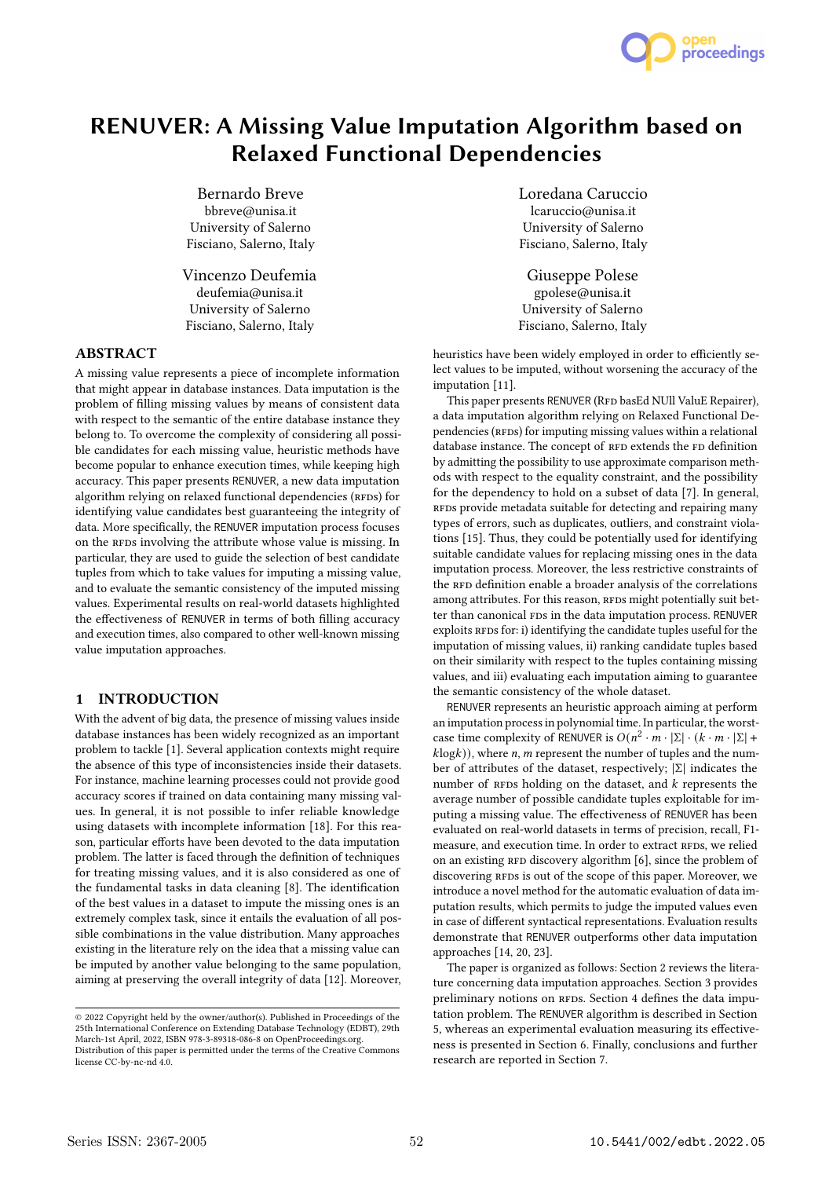# RENUVER: A Missing Value Imputation Algorithm based on Relaxed Functional Dependencies

Bernardo Breve
bbreve@unisa.it
University of Salerno
Fisciano, Salerno, Italy

Loredana Caruccio
lcaruccio@unisa.it
University of Salerno
Fisciano, Salerno, Italy

Vincenzo Deufemia
deufemia@unisa.it
University of Salerno
Fisciano, Salerno, Italy

Giuseppe Polese
gpolese@unisa.it
University of Salerno
Fisciano, Salerno, Italy

## ABSTRACT

A missing value represents a piece of incomplete information that might appear in database instances. Data imputation is the problem of filling missing values by means of consistent data with respect to the semantic of the entire database instance they belong to. To overcome the complexity of considering all possible candidates for each missing value, heuristic methods have become popular to enhance execution times, while keeping high accuracy. This paper presents RENUVER, a new data imputation algorithm relying on relaxed functional dependencies (RFDs) for identifying value candidates best guaranteeing the integrity of data. More specifically, the RENUVER imputation process focuses on the RFDs involving the attribute whose value is missing. In particular, they are used to guide the selection of best candidate tuples from which to take values for imputing a missing value, and to evaluate the semantic consistency of the imputed missing values. Experimental results on real-world datasets highlighted the effectiveness of RENUVER in terms of both filling accuracy and execution times, also compared to other well-known missing value imputation approaches.

## 1 INTRODUCTION

With the advent of big data, the presence of missing values inside database instances has been widely recognized as an important problem to tackle [1]. Several application contexts might require the absence of this type of inconsistencies inside their datasets. For instance, machine learning processes could not provide good accuracy scores if trained on data containing many missing values. In general, it is not possible to infer reliable knowledge using datasets with incomplete information [18]. For this reason, particular efforts have been devoted to the data imputation problem. The latter is faced through the definition of techniques for treating missing values, and it is also considered as one of the fundamental tasks in data cleaning [8]. The identification of the best values in a dataset to impute the missing ones is an extremely complex task, since it entails the evaluation of all possible combinations in the value distribution. Many approaches existing in the literature rely on the idea that a missing value can be imputed by another value belonging to the same population, aiming at preserving the overall integrity of data [12]. Moreover, heuristics have been widely employed in order to efficiently select values to be imputed, without worsening the accuracy of the imputation [11].

This paper presents RENUVER (RFD basEd NUll ValuE Repairer), a data imputation algorithm relying on Relaxed Functional Dependencies (RFDs) for imputing missing values within a relational database instance. The concept of RFD extends the FD definition by admitting the possibility to use approximate comparison methods with respect to the equality constraint, and the possibility for the dependency to hold on a subset of data [7]. In general, RFDs provide metadata suitable for detecting and repairing many types of errors, such as duplicates, outliers, and constraint violations [15]. Thus, they could be potentially used for identifying suitable candidate values for replacing missing ones in the data imputation process. Moreover, the less restrictive constraints of the RFD definition enable a broader analysis of the correlations among attributes. For this reason, RFDs might potentially suit better than canonical FDs in the data imputation process. RENUVER exploits RFDs for: i) identifying the candidate tuples useful for the imputation of missing values, ii) ranking candidate tuples based on their similarity with respect to the tuples containing missing values, and iii) evaluating each imputation aiming to guarantee the semantic consistency of the whole dataset.

RENUVER represents an heuristic approach aiming at perform an imputation process in polynomial time. In particular, the worst-case time complexity of RENUVER is $O(n^2 \cdot m \cdot |\Sigma| \cdot (k \cdot m \cdot |\Sigma| + k\log k))$, where $n$, $m$ represent the number of tuples and the number of attributes of the dataset, respectively; $|\Sigma|$ indicates the number of RFDs holding on the dataset, and $k$ represents the average number of possible candidate tuples exploitable for imputing a missing value. The effectiveness of RENUVER has been evaluated on real-world datasets in terms of precision, recall, F1-measure, and execution time. In order to extract RFDs, we relied on an existing RFD discovery algorithm [6], since the problem of discovering RFDs is out of the scope of this paper. Moreover, we introduce a novel method for the automatic evaluation of data imputation results, which permits to judge the imputed values even in case of different syntactical representations. Evaluation results demonstrate that RENUVER outperforms other data imputation approaches [14, 20, 23].

The paper is organized as follows: Section 2 reviews the literature concerning data imputation approaches. Section 3 provides preliminary notions on RFDs. Section 4 defines the data imputation problem. The RENUVER algorithm is described in Section 5, whereas an experimental evaluation measuring its effectiveness is presented in Section 6. Finally, conclusions and further research are reported in Section 7.

© 2022 Copyright held by the owner/author(s). Published in Proceedings of the 25th International Conference on Extending Database Technology (EDBT), 29th March-1st April, 2022, ISBN 978-3-89318-086-8 on OpenProceedings.org.
Distribution of this paper is permitted under the terms of the Creative Commons license CC-by-nc-nd 4.0.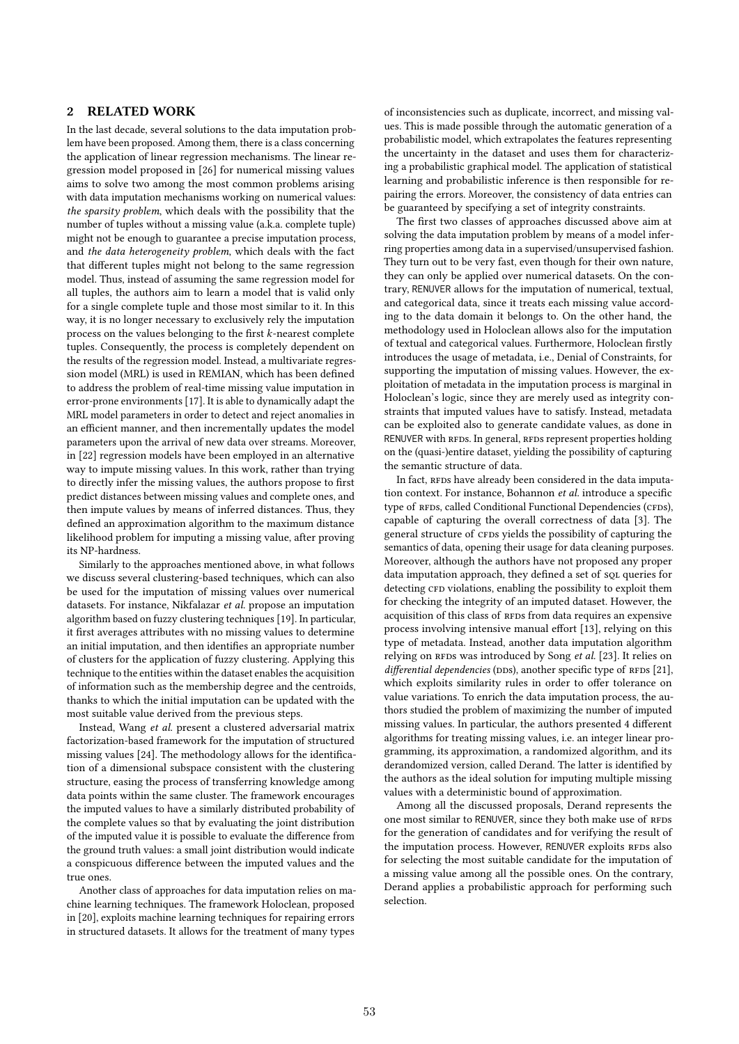## 2 RELATED WORK

In the last decade, several solutions to the data imputation problem have been proposed. Among them, there is a class concerning the application of linear regression mechanisms. The linear regression model proposed in [26] for numerical missing values aims to solve two among the most common problems arising with data imputation mechanisms working on numerical values: *the sparsity problem*, which deals with the possibility that the number of tuples without a missing value (a.k.a. complete tuple) might not be enough to guarantee a precise imputation process, and *the data heterogeneity problem*, which deals with the fact that different tuples might not belong to the same regression model. Thus, instead of assuming the same regression model for all tuples, the authors aim to learn a model that is valid only for a single complete tuple and those most similar to it. In this way, it is no longer necessary to exclusively rely the imputation process on the values belonging to the first $k$-nearest complete tuples. Consequently, the process is completely dependent on the results of the regression model. Instead, a multivariate regression model (MRL) is used in REMIAN, which has been defined to address the problem of real-time missing value imputation in error-prone environments [17]. It is able to dynamically adapt the MRL model parameters in order to detect and reject anomalies in an efficient manner, and then incrementally updates the model parameters upon the arrival of new data over streams. Moreover, in [22] regression models have been employed in an alternative way to impute missing values. In this work, rather than trying to directly infer the missing values, the authors propose to first predict distances between missing values and complete ones, and then impute values by means of inferred distances. Thus, they defined an approximation algorithm to the maximum distance likelihood problem for imputing a missing value, after proving its NP-hardness.

Similarly to the approaches mentioned above, in what follows we discuss several clustering-based techniques, which can also be used for the imputation of missing values over numerical datasets. For instance, Nikfalazar *et al.* propose an imputation algorithm based on fuzzy clustering techniques [19]. In particular, it first averages attributes with no missing values to determine an initial imputation, and then identifies an appropriate number of clusters for the application of fuzzy clustering. Applying this technique to the entities within the dataset enables the acquisition of information such as the membership degree and the centroids, thanks to which the initial imputation can be updated with the most suitable value derived from the previous steps.

Instead, Wang *et al.* present a clustered adversarial matrix factorization-based framework for the imputation of structured missing values [24]. The methodology allows for the identification of a dimensional subspace consistent with the clustering structure, easing the process of transferring knowledge among data points within the same cluster. The framework encourages the imputed values to have a similarly distributed probability of the complete values so that by evaluating the joint distribution of the imputed value it is possible to evaluate the difference from the ground truth values: a small joint distribution would indicate a conspicuous difference between the imputed values and the true ones.

Another class of approaches for data imputation relies on machine learning techniques. The framework Holoclean, proposed in [20], exploits machine learning techniques for repairing errors in structured datasets. It allows for the treatment of many types of inconsistencies such as duplicate, incorrect, and missing values. This is made possible through the automatic generation of a probabilistic model, which extrapolates the features representing the uncertainty in the dataset and uses them for characterizing a probabilistic graphical model. The application of statistical learning and probabilistic inference is then responsible for repairing the errors. Moreover, the consistency of data entries can be guaranteed by specifying a set of integrity constraints.

The first two classes of approaches discussed above aim at solving the data imputation problem by means of a model inferring properties among data in a supervised/unsupervised fashion. They turn out to be very fast, even though for their own nature, they can only be applied over numerical datasets. On the contrary, RENUVER allows for the imputation of numerical, textual, and categorical data, since it treats each missing value according to the data domain it belongs to. On the other hand, the methodology used in Holoclean allows also for the imputation of textual and categorical values. Furthermore, Holoclean firstly introduces the usage of metadata, i.e., Denial of Constraints, for supporting the imputation of missing values. However, the exploitation of metadata in the imputation process is marginal in Holoclean's logic, since they are merely used as integrity constraints that imputed values have to satisfy. Instead, metadata can be exploited also to generate candidate values, as done in RENUVER with RFDs. In general, RFDs represent properties holding on the (quasi-)entire dataset, yielding the possibility of capturing the semantic structure of data.

In fact, RFDs have already been considered in the data imputation context. For instance, Bohannon *et al.* introduce a specific type of RFDs, called Conditional Functional Dependencies (CFDs), capable of capturing the overall correctness of data [3]. The general structure of CFDs yields the possibility of capturing the semantics of data, opening their usage for data cleaning purposes. Moreover, although the authors have not proposed any proper data imputation approach, they defined a set of SQL queries for detecting CFD violations, enabling the possibility to exploit them for checking the integrity of an imputed dataset. However, the acquisition of this class of RFDs from data requires an expensive process involving intensive manual effort [13], relying on this type of metadata. Instead, another data imputation algorithm relying on RFDs was introduced by Song *et al.* [23]. It relies on *differential dependencies* (DDs), another specific type of RFDs [21], which exploits similarity rules in order to offer tolerance on value variations. To enrich the data imputation process, the authors studied the problem of maximizing the number of imputed missing values. In particular, the authors presented 4 different algorithms for treating missing values, i.e. an integer linear programming, its approximation, a randomized algorithm, and its derandomized version, called Derand. The latter is identified by the authors as the ideal solution for imputing multiple missing values with a deterministic bound of approximation.

Among all the discussed proposals, Derand represents the one most similar to RENUVER, since they both make use of RFDs for the generation of candidates and for verifying the result of the imputation process. However, RENUVER exploits RFDs also for selecting the most suitable candidate for the imputation of a missing value among all the possible ones. On the contrary, Derand applies a probabilistic approach for performing such selection.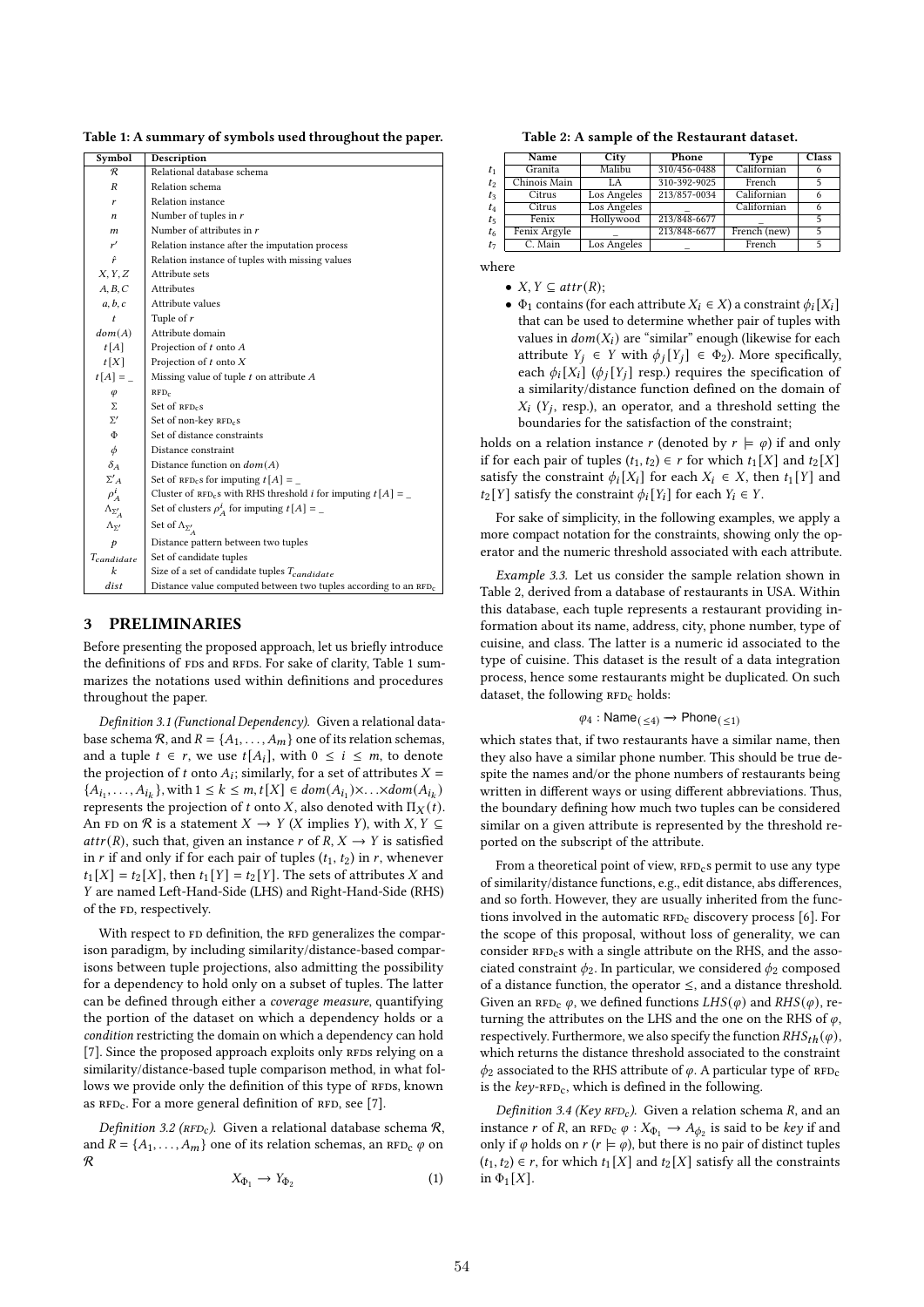Table 1: A summary of symbols used throughout the paper.

| Symbol | Description |
|---|---|
| $\mathcal{R}$ | Relational database schema |
| $R$ | Relation schema |
| $r$ | Relation instance |
| $n$ | Number of tuples in $r$ |
| $m$ | Number of attributes in $r$ |
| $r'$ | Relation instance after the imputation process |
| $\hat{r}$ | Relation instance of tuples with missing values |
| $X, Y, Z$ | Attribute sets |
| $A, B, C$ | Attributes |
| $a, b, c$ | Attribute values |
| $t$ | Tuple of $r$ |
| $dom(A)$ | Attribute domain |
| $t[A]$ | Projection of $t$ onto $A$ |
| $t[X]$ | Projection of $t$ onto $X$ |
| $t[A] = \_$ | Missing value of tuple $t$ on attribute $A$ |
| $\varphi$ | RFD$_c$ |
| $\Sigma$ | Set of RFD$_c$s |
| $\Sigma'$ | Set of non-key RFD$_c$s |
| $\Phi$ | Set of distance constraints |
| $\phi$ | Distance constraint |
| $\delta_A$ | Distance function on $dom(A)$ |
| $\Sigma'_A$ | Set of RFD$_c$s for imputing $t[A] = \_$ |
| $\rho^i_A$ | Cluster of RFD$_c$s with RHS threshold $i$ for imputing $t[A] = \_$ |
| $\Lambda_{\Sigma'_A}$ | Set of clusters $\rho^i_A$ for imputing $t[A] = \_$ |
| $\Lambda_{\Sigma'}$ | Set of $\Lambda_{\Sigma'_A}$ |
| $p$ | Distance pattern between two tuples |
| $T_{candidate}$ | Set of candidate tuples |
| $k$ | Size of a set of candidate tuples $T_{candidate}$ |
| $dist$ | Distance value computed between two tuples according to an RFD$_c$ |

## 3 PRELIMINARIES

Before presenting the proposed approach, let us briefly introduce the definitions of FDs and RFDs. For sake of clarity, Table 1 summarizes the notations used within definitions and procedures throughout the paper.

*Definition 3.1 (Functional Dependency).* Given a relational database schema $\mathcal{R}$, and $R = \{A_1, \ldots, A_m\}$ one of its relation schemas, and a tuple $t \in r$, we use $t[A_i]$, with $0 \leq i \leq m$, to denote the projection of $t$ onto $A_i$; similarly, for a set of attributes $X = \{A_{i_1}, \ldots, A_{i_k}\}$, with $1 \leq k \leq m$, $t[X] \in dom(A_{i_1}) \times \ldots \times dom(A_{i_k})$ represents the projection of $t$ onto $X$, also denoted with $\Pi_X(t)$. An FD on $\mathcal{R}$ is a statement $X \rightarrow Y$ ($X$ implies $Y$), with $X, Y \subseteq attr(R)$, such that, given an instance $r$ of $R$, $X \rightarrow Y$ is satisfied in $r$ if and only if for each pair of tuples $(t_1, t_2)$ in $r$, whenever $t_1[X] = t_2[X]$, then $t_1[Y] = t_2[Y]$. The sets of attributes $X$ and $Y$ are named Left-Hand-Side (LHS) and Right-Hand-Side (RHS) of the FD, respectively.

With respect to FD definition, the RFD generalizes the comparison paradigm, by including similarity/distance-based comparisons between tuple projections, also admitting the possibility for a dependency to hold only on a subset of tuples. The latter can be defined through either a *coverage measure*, quantifying the portion of the dataset on which a dependency holds or a *condition* restricting the domain on which a dependency can hold [7]. Since the proposed approach exploits only RFDs relying on a similarity/distance-based tuple comparison method, in what follows we provide only the definition of this type of RFDs, known as RFD$_c$. For a more general definition of RFD, see [7].

*Definition 3.2 (RFD$_c$).* Given a relational database schema $\mathcal{R}$, and $R = \{A_1, \ldots, A_m\}$ one of its relation schemas, an RFD$_c$ $\varphi$ on $\mathcal{R}$

$$X_{\Phi_1} \rightarrow Y_{\Phi_2} \tag{1}$$

where

- $X, Y \subseteq attr(R)$;
- $\Phi_1$ contains (for each attribute $X_i \in X$) a constraint $\phi_i[X_i]$ that can be used to determine whether pair of tuples with values in $dom(X_i)$ are "similar" enough (likewise for each attribute $Y_j \in Y$ with $\phi_j[Y_j] \in \Phi_2$). More specifically, each $\phi_i[X_i]$ ($\phi_j[Y_j]$ resp.) requires the specification of a similarity/distance function defined on the domain of $X_i$ ($Y_j$, resp.), an operator, and a threshold setting the boundaries for the satisfaction of the constraint;

holds on a relation instance $r$ (denoted by $r \models \varphi$) if and only if for each pair of tuples $(t_1, t_2) \in r$ for which $t_1[X]$ and $t_2[X]$ satisfy the constraint $\phi_i[X_i]$ for each $X_i \in X$, then $t_1[Y]$ and $t_2[Y]$ satisfy the constraint $\phi_i[Y_i]$ for each $Y_i \in Y$.

For sake of simplicity, in the following examples, we apply a more compact notation for the constraints, showing only the operator and the numeric threshold associated with each attribute.

Table 2: A sample of the Restaurant dataset.

| | Name | City | Phone | Type | Class |
|---|---|---|---|---|---|
| $t_1$ | Granita | Malibu | 310/456-0488 | Californian | 6 |
| $t_2$ | Chinois Main | LA | 310-392-9025 | French | 5 |
| $t_3$ | Citrus | Los Angeles | 213/857-0034 | Californian | 6 |
| $t_4$ | Citrus | Los Angeles | _ | Californian | 6 |
| $t_5$ | Fenix | Hollywood | 213/848-6677 | _ | 5 |
| $t_6$ | Fenix Argyle | _ | 213/848-6677 | French (new) | 5 |
| $t_7$ | C. Main | Los Angeles | _ | French | 5 |

*Example 3.3.* Let us consider the sample relation shown in Table 2, derived from a database of restaurants in USA. Within this database, each tuple represents a restaurant providing information about its name, address, city, phone number, type of cuisine, and class. The latter is a numeric id associated to the type of cuisine. This dataset is the result of a data integration process, hence some restaurants might be duplicated. On such dataset, the following RFD$_c$ holds:

$$\varphi_4 : \mathsf{Name}_{(\leq 4)} \rightarrow \mathsf{Phone}_{(\leq 1)}$$

which states that, if two restaurants have a similar name, then they also have a similar phone number. This should be true despite the names and/or the phone numbers of restaurants being written in different ways or using different abbreviations. Thus, the boundary defining how much two tuples can be considered similar on a given attribute is represented by the threshold reported on the subscript of the attribute.

From a theoretical point of view, RFD$_c$s permit to use any type of similarity/distance functions, e.g., edit distance, abs differences, and so forth. However, they are usually inherited from the functions involved in the automatic RFD$_c$ discovery process [6]. For the scope of this proposal, without loss of generality, we can consider RFD$_c$s with a single attribute on the RHS, and the associated constraint $\phi_2$. In particular, we considered $\phi_2$ composed of a distance function, the operator $\leq$, and a distance threshold. Given an RFD$_c$ $\varphi$, we defined functions $LHS(\varphi)$ and $RHS(\varphi)$, returning the attributes on the LHS and the one on the RHS of $\varphi$, respectively. Furthermore, we also specify the function $RHS_{th}(\varphi)$, which returns the distance threshold associated to the constraint $\phi_2$ associated to the RHS attribute of $\varphi$. A particular type of RFD$_c$ is the *key*-RFD$_c$, which is defined in the following.

*Definition 3.4 (Key RFD$_c$).* Given a relation schema $R$, and an instance $r$ of $R$, an RFD$_c$ $\varphi : X_{\Phi_1} \rightarrow A_{\phi_2}$ is said to be *key* if and only if $\varphi$ holds on $r$ ($r \models \varphi$), but there is no pair of distinct tuples $(t_1, t_2) \in r$, for which $t_1[X]$ and $t_2[X]$ satisfy all the constraints in $\Phi_1[X]$.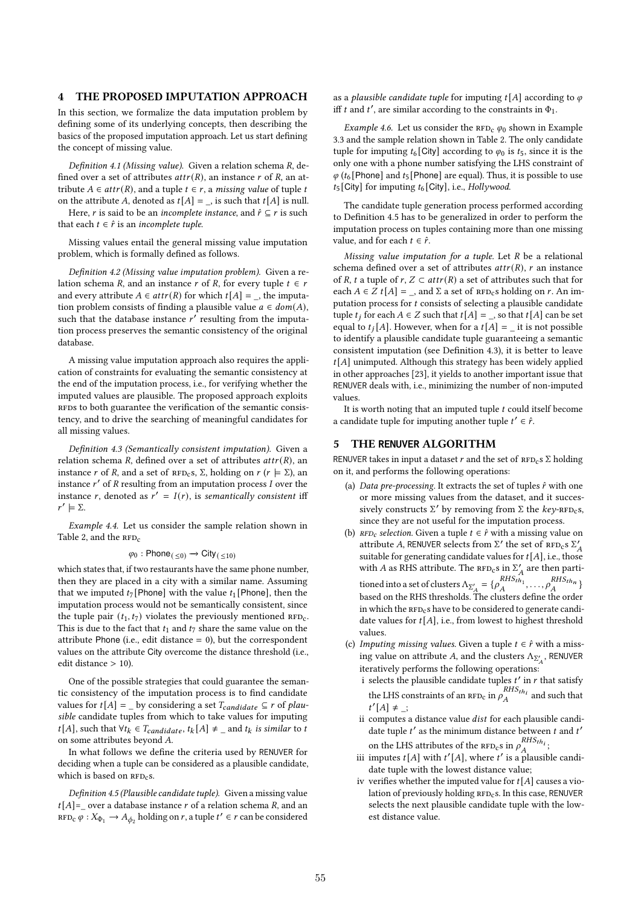## 4 THE PROPOSED IMPUTATION APPROACH

In this section, we formalize the data imputation problem by defining some of its underlying concepts, then describing the basics of the proposed imputation approach. Let us start defining the concept of missing value.

*Definition 4.1 (Missing value).* Given a relation schema $R$, defined over a set of attributes $attr(R)$, an instance $r$ of $R$, an attribute $A \in attr(R)$, and a tuple $t \in r$, a *missing value* of tuple $t$ on the attribute $A$, denoted as $t[A] = \_$, is such that $t[A]$ is null.

Here, $r$ is said to be an *incomplete instance*, and $\hat{r} \subseteq r$ is such that each $t \in \hat{r}$ is an *incomplete tuple*.

Missing values entail the general missing value imputation problem, which is formally defined as follows.

*Definition 4.2 (Missing value imputation problem).* Given a relation schema $R$, and an instance $r$ of $R$, for every tuple $t \in r$ and every attribute $A \in attr(R)$ for which $t[A] = \_$, the imputation problem consists of finding a plausible value $a \in dom(A)$, such that the database instance $r'$ resulting from the imputation process preserves the semantic consistency of the original database.

A missing value imputation approach also requires the application of constraints for evaluating the semantic consistency at the end of the imputation process, i.e., for verifying whether the imputed values are plausible. The proposed approach exploits RFDs to both guarantee the verification of the semantic consistency, and to drive the searching of meaningful candidates for all missing values.

*Definition 4.3 (Semantically consistent imputation).* Given a relation schema $R$, defined over a set of attributes $attr(R)$, an instance $r$ of $R$, and a set of RFD$_c$s, $\Sigma$, holding on $r$ ($r \models \Sigma$), an instance $r'$ of $R$ resulting from an imputation process $I$ over the instance $r$, denoted as $r' = I(r)$, is *semantically consistent* iff $r' \models \Sigma$.

*Example 4.4.* Let us consider the sample relation shown in Table 2, and the RFD$_c$

$$\varphi_0 : \mathsf{Phone}_{(\leq 0)} \longrightarrow \mathsf{City}_{(\leq 10)}$$

which states that, if two restaurants have the same phone number, then they are placed in a city with a similar name. Assuming that we imputed $t_7$[Phone] with the value $t_1$[Phone], then the imputation process would not be semantically consistent, since the tuple pair $(t_1, t_7)$ violates the previously mentioned RFD$_c$. This is due to the fact that $t_1$ and $t_7$ share the same value on the attribute Phone (i.e., edit distance = 0), but the correspondent values on the attribute City overcome the distance threshold (i.e., edit distance > 10).

One of the possible strategies that could guarantee the semantic consistency of the imputation process is to find candidate values for $t[A] = \_$ by considering a set $T_{candidate} \subseteq r$ of *plausible* candidate tuples from which to take values for imputing $t[A]$, such that $\forall t_k \in T_{candidate}$, $t_k[A] \neq \_$ and $t_k$ *is similar* to $t$ on some attributes beyond $A$.

In what follows we define the criteria used by RENUVER for deciding when a tuple can be considered as a plausible candidate, which is based on RFD$_c$s.

*Definition 4.5 (Plausible candidate tuple).* Given a missing value $t[A]$=_ over a database instance $r$ of a relation schema $R$, and an RFD$_c$ $\varphi : X_{\Phi_1} \longrightarrow A_{\phi_2}$ holding on $r$, a tuple $t' \in r$ can be considered as a *plausible candidate tuple* for imputing $t[A]$ according to $\varphi$ iff $t$ and $t'$, are similar according to the constraints in $\Phi_1$.

*Example 4.6.* Let us consider the RFD$_c$ $\varphi_0$ shown in Example 3.3 and the sample relation shown in Table 2. The only candidate tuple for imputing $t_6$[City] according to $\varphi_0$ is $t_5$, since it is the only one with a phone number satisfying the LHS constraint of $\varphi$ ($t_6$[Phone] and $t_5$[Phone] are equal). Thus, it is possible to use $t_5$[City] for imputing $t_6$[City], i.e., *Hollywood*.

The candidate tuple generation process performed according to Definition 4.5 has to be generalized in order to perform the imputation process on tuples containing more than one missing value, and for each $t \in \hat{r}$.

*Missing value imputation for a tuple.* Let $R$ be a relational schema defined over a set of attributes $attr(R)$, $r$ an instance of $R$, $t$ a tuple of $r$, $Z \subset attr(R)$ a set of attributes such that for each $A \in Z$ $t[A] = \_$, and $\Sigma$ a set of RFD$_c$s holding on $r$. An imputation process for $t$ consists of selecting a plausible candidate tuple $t_j$ for each $A \in Z$ such that $t[A] = \_$, so that $t[A]$ can be set equal to $t_j[A]$. However, when for a $t[A] = \_$ it is not possible to identify a plausible candidate tuple guaranteeing a semantic consistent imputation (see Definition 4.3), it is better to leave $t[A]$ unimputed. Although this strategy has been widely applied in other approaches [23], it yields to another important issue that RENUVER deals with, i.e., minimizing the number of non-imputed values.

It is worth noting that an imputed tuple $t$ could itself become a candidate tuple for imputing another tuple $t' \in \hat{r}$.

## 5 THE RENUVER ALGORITHM

RENUVER takes in input a dataset $r$ and the set of RFD$_c$s $\Sigma$ holding on it, and performs the following operations:

(a) *Data pre-processing.* It extracts the set of tuples $\hat{r}$ with one or more missing values from the dataset, and it successively constructs $\Sigma'$ by removing from $\Sigma$ the *key*-RFD$_c$s, since they are not useful for the imputation process.

(b) *RFD$_c$ selection.* Given a tuple $t \in \hat{r}$ with a missing value on attribute $A$, RENUVER selects from $\Sigma'$ the set of RFD$_c$s $\Sigma'_A$ suitable for generating candidate values for $t[A]$, i.e., those with $A$ as RHS attribute. The RFD$_c$s in $\Sigma'_A$ are then partitioned into a set of clusters $\Lambda_{\Sigma'_A} = \{\rho_A^{RHS_{th_1}}, \ldots, \rho_A^{RHS_{th_n}}\}$ based on the RHS thresholds. The clusters define the order in which the RFD$_c$s have to be considered to generate candidate values for $t[A]$, i.e., from lowest to highest threshold values.

(c) *Imputing missing values.* Given a tuple $t \in \hat{r}$ with a missing value on attribute $A$, and the clusters $\Lambda_{\Sigma'_A}$, RENUVER iteratively performs the following operations:
   - i selects the plausible candidate tuples $t'$ in $r$ that satisfy the LHS constraints of an RFD$_c$ in $\rho_A^{RHS_{th_i}}$ and such that $t'[A] \neq \_$;
   - ii computes a distance value *dist* for each plausible candidate tuple $t'$ as the minimum distance between $t$ and $t'$ on the LHS attributes of the RFD$_c$s in $\rho_A^{RHS_{th_i}}$;
   - iii imputes $t[A]$ with $t'[A]$, where $t'$ is a plausible candidate tuple with the lowest distance value;
   - iv verifies whether the imputed value for $t[A]$ causes a violation of previously holding RFD$_c$s. In this case, RENUVER selects the next plausible candidate tuple with the lowest distance value.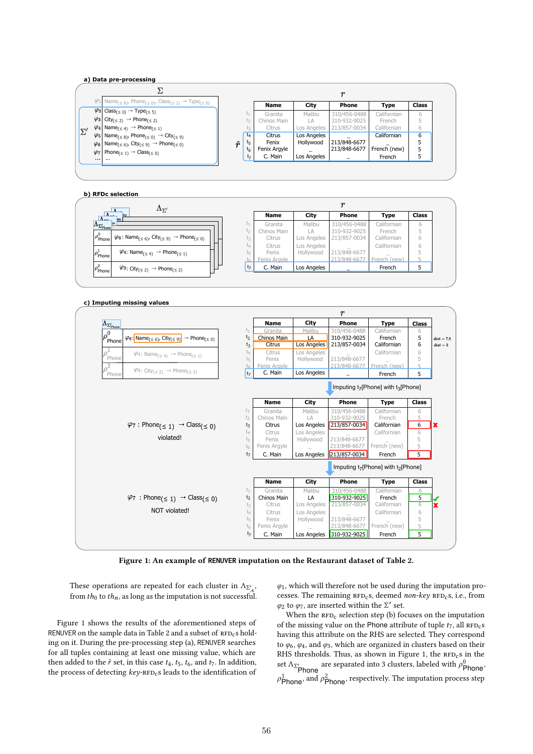**Figure 1: An example of RENUVER imputation on the Restaurant dataset of Table 2.**

These operations are repeated for each cluster in $\Lambda_{\Sigma'_A}$, from $th_0$ to $th_n$, as long as the imputation is not successful.

Figure 1 shows the results of the aforementioned steps of RENUVER on the sample data in Table 2 and a subset of RFDcs holding on it. During the pre-processing step (a), RENUVER searches for all tuples containing at least one missing value, which are then added to the $\hat{r}$ set, in this case $t_4$, $t_5$, $t_6$, and $t_7$. In addition, the process of detecting *key*-RFDcs leads to the identification of $\varphi_1$, which will therefore not be used during the imputation processes. The remaining RFDcs, deemed *non-key* RFDcs, i.e., from $\varphi_2$ to $\varphi_7$, are inserted within the $\Sigma'$ set.

When the RFDc selection step (b) focuses on the imputation of the missing value on the Phone attribute of tuple $t_7$, all RFDcs having this attribute on the RHS are selected. They correspond to $\varphi_6$, $\varphi_4$, and $\varphi_3$, which are organized in clusters based on their RHS thresholds. Thus, as shown in Figure 1, the RFDcs in the set $\Lambda_{\Sigma'_{\text{Phone}}}$ are separated into 3 clusters, labeled with $\rho^0_{\text{Phone}}$, $\rho^1_{\text{Phone}}$, and $\rho^2_{\text{Phone}}$, respectively. The imputation process step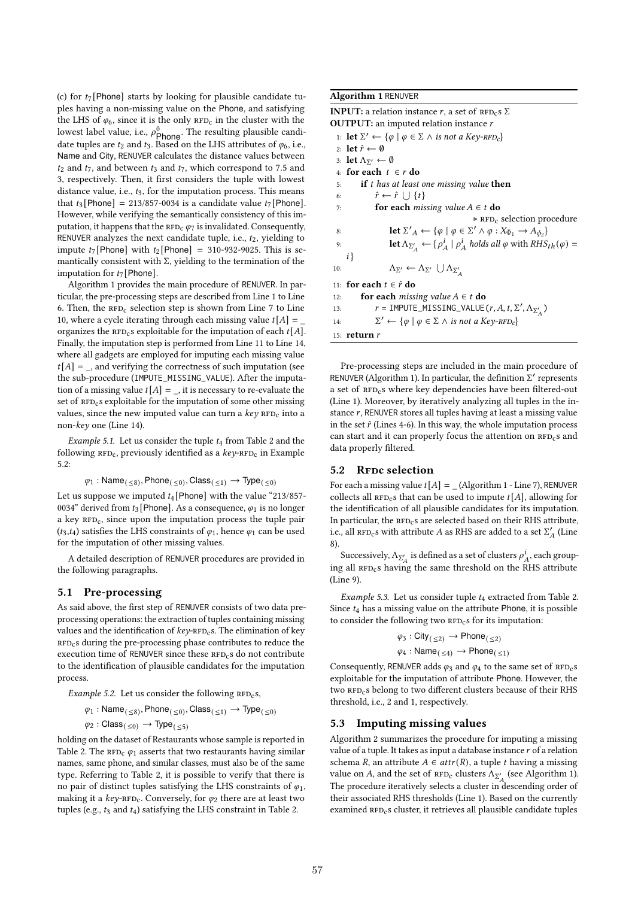(c) for $t_7$[Phone] starts by looking for plausible candidate tuples having a non-missing value on the Phone, and satisfying the LHS of $\varphi_6$, since it is the only $\text{RFD}_c$ in the cluster with the lowest label value, i.e., $\rho^0_{\text{Phone}}$. The resulting plausible candidate tuples are $t_2$ and $t_3$. Based on the LHS attributes of $\varphi_6$, i.e., Name and City, RENUVER calculates the distance values between $t_2$ and $t_7$, and between $t_3$ and $t_7$, which correspond to 7.5 and 3, respectively. Then, it first considers the tuple with lowest distance value, i.e., $t_3$, for the imputation process. This means that $t_3$[Phone] = 213/857-0034 is a candidate value $t_7$[Phone]. However, while verifying the semantically consistency of this imputation, it happens that the $\text{RFD}_c$ $\varphi_7$ is invalidated. Consequently, RENUVER analyzes the next candidate tuple, i.e., $t_2$, yielding to impute $t_7$[Phone] with $t_2$[Phone] = 310-932-9025. This is semantically consistent with $\Sigma$, yielding to the termination of the imputation for $t_7$[Phone].

Algorithm 1 provides the main procedure of RENUVER. In particular, the pre-processing steps are described from Line 1 to Line 6. Then, the $\text{RFD}_c$ selection step is shown from Line 7 to Line 10, where a cycle iterating through each missing value $t[A]$ = _ organizes the $\text{RFD}_c$s exploitable for the imputation of each $t[A]$. Finally, the imputation step is performed from Line 11 to Line 14, where all gadgets are employed for imputing each missing value $t[A]$ = _, and verifying the correctness of such imputation (see the sub-procedure (IMPUTE_MISSING_VALUE). After the imputation of a missing value $t[A]$ = _, it is necessary to re-evaluate the set of $\text{RFD}_c$s exploitable for the imputation of some other missing values, since the new imputed value can turn a *key* $\text{RFD}_c$ into a non-*key* one (Line 14).

*Example 5.1.* Let us consider the tuple $t_4$ from Table 2 and the following $\text{RFD}_c$, previously identified as a *key*-$\text{RFD}_c$ in Example 5.2:

$$\varphi_1 : \text{Name}_{(\leq 8)}, \text{Phone}_{(\leq 0)}, \text{Class}_{(\leq 1)} \rightarrow \text{Type}_{(\leq 0)}$$

Let us suppose we imputed $t_4$[Phone] with the value "213/857-0034" derived from $t_3$[Phone]. As a consequence, $\varphi_1$ is no longer a key $\text{RFD}_c$, since upon the imputation process the tuple pair ($t_3$,$t_4$) satisfies the LHS constraints of $\varphi_1$, hence $\varphi_1$ can be used for the imputation of other missing values.

A detailed description of RENUVER procedures are provided in the following paragraphs.

### 5.1 Pre-processing

As said above, the first step of RENUVER consists of two data pre-processing operations: the extraction of tuples containing missing values and the identification of *key*-$\text{RFD}_c$s. The elimination of key $\text{RFD}_c$s during the pre-processing phase contributes to reduce the execution time of RENUVER since these $\text{RFD}_c$s do not contribute to the identification of plausible candidates for the imputation process.

*Example 5.2.* Let us consider the following $\text{RFD}_c$s,

$$\varphi_1 : \text{Name}_{(\leq 8)}, \text{Phone}_{(\leq 0)}, \text{Class}_{(\leq 1)} \rightarrow \text{Type}_{(\leq 0)}$$
$$\varphi_2 : \text{Class}_{(\leq 0)} \rightarrow \text{Type}_{(\leq 5)}$$

holding on the dataset of Restaurants whose sample is reported in Table 2. The $\text{RFD}_c$ $\varphi_1$ asserts that two restaurants having similar names, same phone, and similar classes, must also be of the same type. Referring to Table 2, it is possible to verify that there is no pair of distinct tuples satisfying the LHS constraints of $\varphi_1$, making it a *key*-$\text{RFD}_c$. Conversely, for $\varphi_2$ there are at least two tuples (e.g., $t_3$ and $t_4$) satisfying the LHS constraint in Table 2.

**Algorithm 1** RENUVER

**INPUT:** a relation instance $r$, a set of $\text{RFD}_c$s $\Sigma$
**OUTPUT:** an imputed relation instance $r$

```
1:  let Σ' ← {φ | φ ∈ Σ ∧ is not a Key-RFDc}
2:  let r̂ ← ∅
3:  let Λ_Σ' ← ∅
4:  for each t ∈ r do
5:      if t has at least one missing value then
6:          r̂ ← r̂ ∪ {t}
7:          for each missing value A ∈ t do
                                          ▷ RFDc selection procedure
8:              let Σ'_A ← {φ | φ ∈ Σ' ∧ φ : X_Φ1 → A_φ2}
9:              let Λ_Σ'_A ← {ρ^i_A | ρ^i_A holds all φ with RHS_th(φ) = i}
10:             Λ_Σ' ← Λ_Σ' ∪ Λ_Σ'_A
11: for each t ∈ r̂ do
12:     for each missing value A ∈ t do
13:         r = IMPUTE_MISSING_VALUE(r, A, t, Σ', Λ_Σ'_A)
14:         Σ' ← {φ | φ ∈ Σ ∧ is not a Key-RFDc}
15: return r
```

Pre-processing steps are included in the main procedure of RENUVER (Algorithm 1). In particular, the definition $\Sigma'$ represents a set of $\text{RFD}_c$s where key dependencies have been filtered-out (Line 1). Moreover, by iteratively analyzing all tuples in the instance $r$, RENUVER stores all tuples having at least a missing value in the set $\hat{r}$ (Lines 4-6). In this way, the whole imputation process can start and it can properly focus the attention on $\text{RFD}_c$s and data properly filtered.

### 5.2 $\text{RFD}_c$ selection

For each a missing value $t[A]$ = _ (Algorithm 1 - Line 7), RENUVER collects all $\text{RFD}_c$s that can be used to impute $t[A]$, allowing for the identification of all plausible candidates for its imputation. In particular, the $\text{RFD}_c$s are selected based on their RHS attribute, i.e., all $\text{RFD}_c$s with attribute $A$ as RHS are added to a set $\Sigma'_A$ (Line 8).

Successively, $\Lambda_{\Sigma'_A}$ is defined as a set of clusters $\rho^i_A$, each grouping all $\text{RFD}_c$s having the same threshold on the RHS attribute (Line 9).

*Example 5.3.* Let us consider tuple $t_4$ extracted from Table 2. Since $t_4$ has a missing value on the attribute Phone, it is possible to consider the following two $\text{RFD}_c$s for its imputation:

$$\varphi_3 : \text{City}_{(\leq 2)} \rightarrow \text{Phone}_{(\leq 2)}$$
$$\varphi_4 : \text{Name}_{(\leq 4)} \rightarrow \text{Phone}_{(\leq 1)}$$

Consequently, RENUVER adds $\varphi_3$ and $\varphi_4$ to the same set of $\text{RFD}_c$s exploitable for the imputation of attribute Phone. However, the two $\text{RFD}_c$s belong to two different clusters because of their RHS threshold, i.e., 2 and 1, respectively.

### 5.3 Imputing missing values

Algorithm 2 summarizes the procedure for imputing a missing value of a tuple. It takes as input a database instance $r$ of a relation schema $R$, an attribute $A \in attr(R)$, a tuple $t$ having a missing value on $A$, and the set of $\text{RFD}_c$ clusters $\Lambda_{\Sigma'_A}$ (see Algorithm 1). The procedure iteratively selects a cluster in descending order of their associated RHS thresholds (Line 1). Based on the currently examined $\text{RFD}_c$s cluster, it retrieves all plausible candidate tuples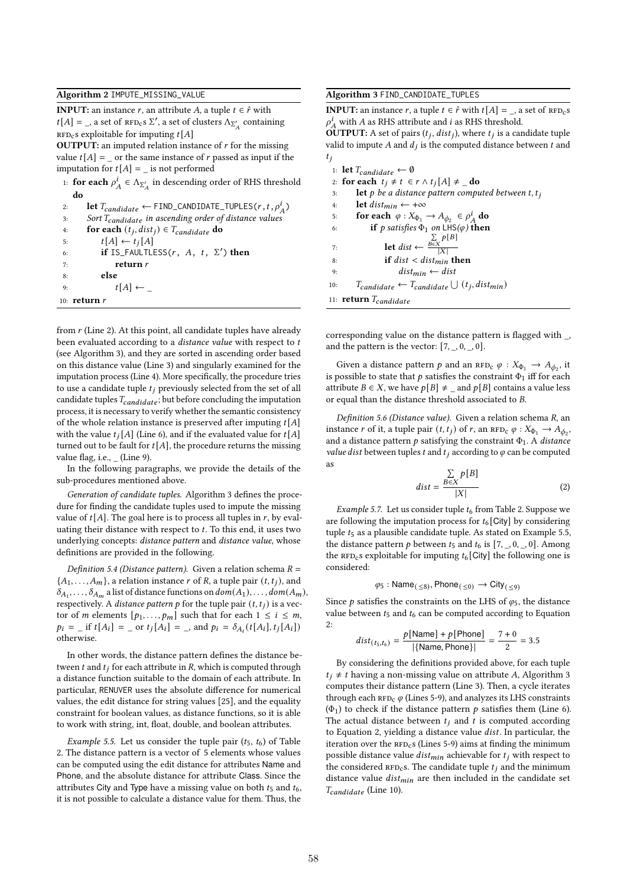**Algorithm 2** IMPUTE_MISSING_VALUE

**INPUT:** an instance $r$, an attribute $A$, a tuple $t \in \hat{r}$ with $t[A] = \_$, a set of $\text{RFD}_\text{c}$s $\Sigma'$, a set of clusters $\Lambda_{\Sigma'_A}$ containing $\text{RFD}_\text{c}$s exploitable for imputing $t[A]$

**OUTPUT:** an imputed relation instance of $r$ for the missing value $t[A] = \_$ or the same instance of $r$ passed as input if the imputation for $t[A] = \_$ is not performed

```
1: for each ρ^i_A ∈ Λ_{Σ'_A} in descending order of RHS threshold do
2:     let T_candidate ← FIND_CANDIDATE_TUPLES(r, t, ρ^i_A)
3:     Sort T_candidate in ascending order of distance values
4:     for each (t_j, dist_j) ∈ T_candidate do
5:         t[A] ← t_j[A]
6:         if IS_FAULTLESS(r, A, t, Σ') then
7:             return r
8:         else
9:             t[A] ← _
10: return r
```

from $r$ (Line 2). At this point, all candidate tuples have already been evaluated according to a *distance value* with respect to $t$ (see Algorithm 3), and they are sorted in ascending order based on this distance value (Line 3) and singularly examined for the imputation process (Line 4). More specifically, the procedure tries to use a candidate tuple $t_j$ previously selected from the set of all candidate tuples $T_{candidate}$; but before concluding the imputation process, it is necessary to verify whether the semantic consistency of the whole relation instance is preserved after imputing $t[A]$ with the value $t_j[A]$ (Line 6), and if the evaluated value for $t[A]$ turned out to be fault for $t[A]$, the procedure returns the missing value flag, i.e., _ (Line 9).

In the following paragraphs, we provide the details of the sub-procedures mentioned above.

*Generation of candidate tuples.* Algorithm 3 defines the procedure for finding the candidate tuples used to impute the missing value of $t[A]$. The goal here is to process all tuples in $r$, by evaluating their distance with respect to $t$. To this end, it uses two underlying concepts: *distance pattern* and *distance value*, whose definitions are provided in the following.

*Definition 5.4 (Distance pattern).* Given a relation schema $R = \{A_1, \ldots, A_m\}$, a relation instance $r$ of $R$, a tuple pair $(t, t_j)$, and $\delta_{A_1}, \ldots, \delta_{A_m}$ a list of distance functions on $dom(A_1), \ldots, dom(A_m)$, respectively. A *distance pattern* $p$ for the tuple pair $(t, t_j)$ is a vector of $m$ elements $[p_1, \ldots, p_m]$ such that for each $1 \leq i \leq m$, $p_i = \_$ if $t[A_i] = \_$ or $t_j[A_i] = \_$, and $p_i = \delta_{A_i}(t[A_i], t_j[A_i])$ otherwise.

In other words, the distance pattern defines the distance between $t$ and $t_j$ for each attribute in $R$, which is computed through a distance function suitable to the domain of each attribute. In particular, RENUVER uses the absolute difference for numerical values, the edit distance for string values [25], and the equality constraint for boolean values, as distance functions, so it is able to work with string, int, float, double, and boolean attributes.

*Example 5.5.* Let us consider the tuple pair $(t_5, t_6)$ of Table 2. The distance pattern is a vector of 5 elements whose values can be computed using the edit distance for attributes Name and Phone, and the absolute distance for attribute Class. Since the attributes City and Type have a missing value on both $t_5$ and $t_6$, it is not possible to calculate a distance value for them. Thus, the corresponding value on the distance pattern is flagged with _, and the pattern is the vector: [7, _, 0, _, 0].

Given a distance pattern $p$ and an $\text{RFD}_\text{c}$ $\varphi : X_{\Phi_1} \rightarrow A_{\phi_2}$, it is possible to state that $p$ satisfies the constraint $\Phi_1$ iff for each attribute $B \in X$, we have $p[B] \neq \_$ and $p[B]$ contains a value less or equal than the distance threshold associated to $B$.

**Algorithm 3** FIND_CANDIDATE_TUPLES

**INPUT:** an instance $r$, a tuple $t \in \hat{r}$ with $t[A] = \_$, a set of $\text{RFD}_\text{c}$s $\rho^i_A$ with $A$ as RHS attribute and $i$ as RHS threshold.

**OUTPUT:** A set of pairs $(t_j, dist_j)$, where $t_j$ is a candidate tuple valid to impute $A$ and $d_j$ is the computed distance between $t$ and $t_j$

```
1: let T_candidate ← ∅
2: for each t_j ≠ t ∈ r ∧ t_j[A] ≠ _ do
3:     let p be a distance pattern computed between t, t_j
4:     let dist_min ← +∞
5:     for each φ : X_{Φ1} → A_{φ2} ∈ ρ^i_A do
6:         if p satisfies Φ1 on LHS(φ) then
7:             let dist ← (Σ_{B∈X} p[B]) / |X|
8:             if dist < dist_min then
9:                 dist_min ← dist
10:    T_candidate ← T_candidate ∪ (t_j, dist_min)
11: return T_candidate
```

*Definition 5.6 (Distance value).* Given a relation schema $R$, an instance $r$ of it, a tuple pair $(t, t_j)$ of $r$, an $\text{RFD}_\text{c}$ $\varphi : X_{\Phi_1} \rightarrow A_{\phi_2}$, and a distance pattern $p$ satisfying the constraint $\Phi_1$. A *distance value dist* between tuples $t$ and $t_j$ according to $\varphi$ can be computed as

$$dist = \frac{\sum_{B \in X} p[B]}{|X|} \tag{2}$$

*Example 5.7.* Let us consider tuple $t_6$ from Table 2. Suppose we are following the imputation process for $t_6$[City] by considering tuple $t_5$ as a plausible candidate tuple. As stated on Example 5.5, the distance pattern $p$ between $t_5$ and $t_6$ is [7, _, 0, _, 0]. Among the $\text{RFD}_\text{c}$s exploitable for imputing $t_6$[City] the following one is considered:

$$\varphi_5 : \text{Name}_{(\leq 8)}, \text{Phone}_{(\leq 0)} \rightarrow \text{City}_{(\leq 9)}$$

Since $p$ satisfies the constraints on the LHS of $\varphi_5$, the distance value between $t_5$ and $t_6$ can be computed according to Equation 2:

$$dist_{(t_5, t_6)} = \frac{p[\text{Name}] + p[\text{Phone}]}{|\{\text{Name}, \text{Phone}\}|} = \frac{7 + 0}{2} = 3.5$$

By considering the definitions provided above, for each tuple $t_j \neq t$ having a non-missing value on attribute $A$, Algorithm 3 computes their distance pattern (Line 3). Then, a cycle iterates through each $\text{RFD}_\text{c}$ $\varphi$ (Lines 5-9), and analyzes its LHS constraints ($\Phi_1$) to check if the distance pattern $p$ satisfies them (Line 6). The actual distance between $t_j$ and $t$ is computed according to Equation 2, yielding a distance value $dist$. In particular, the iteration over the $\text{RFD}_\text{c}$s (Lines 5-9) aims at finding the minimum possible distance value $dist_{min}$ achievable for $t_j$ with respect to the considered $\text{RFD}_\text{c}$s. The candidate tuple $t_j$ and the minimum distance value $dist_{min}$ are then included in the candidate set $T_{candidate}$ (Line 10).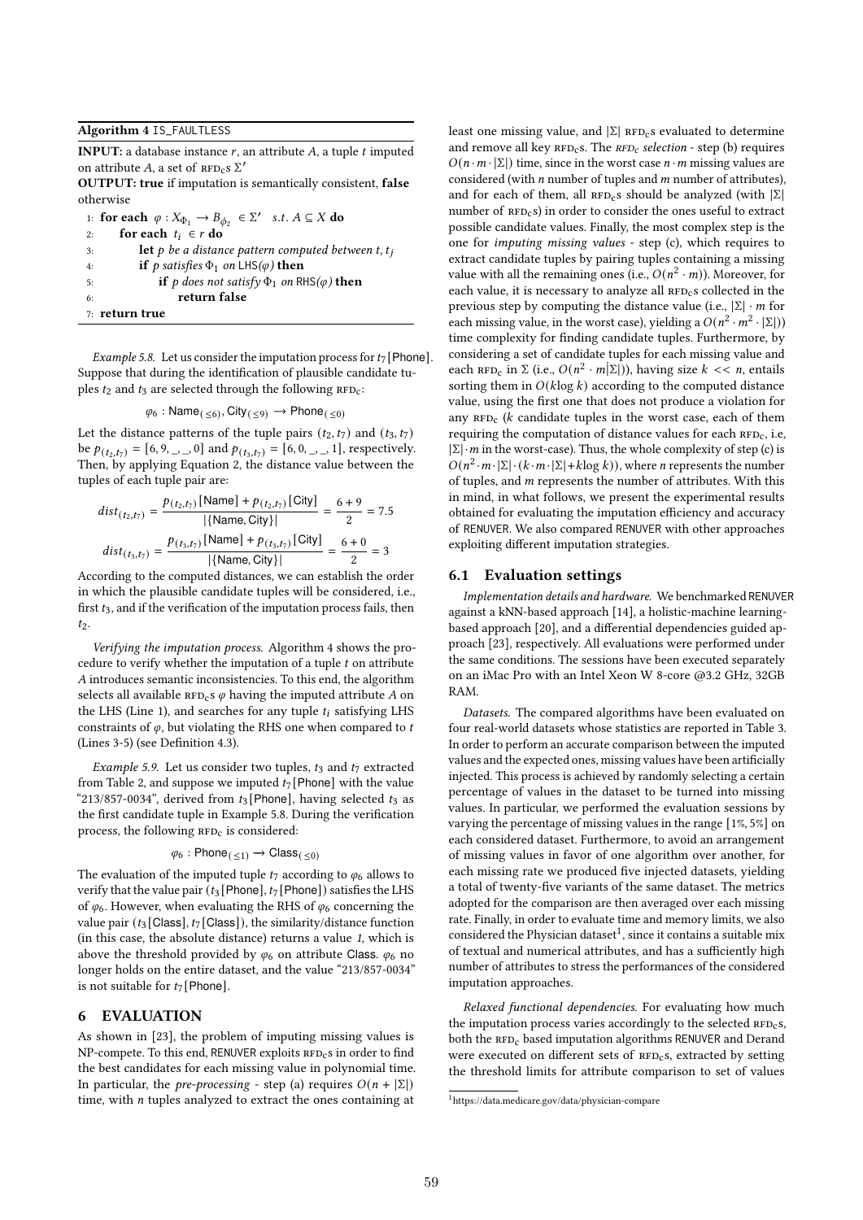**Algorithm 4** IS_FAULTLESS

**INPUT:** a database instance $r$, an attribute $A$, a tuple $t$ imputed on attribute $A$, a set of $\text{RFD}_c$s $\Sigma'$

**OUTPUT: true** if imputation is semantically consistent, **false** otherwise

```
1: for each φ : X_Φ1 → B_φ2 ∈ Σ'  s.t. A ⊆ X do
2:     for each t_i ∈ r do
3:         let p be a distance pattern computed between t, t_j
4:         if p satisfies Φ1 on LHS(φ) then
5:             if p does not satisfy Φ1 on RHS(φ) then
6:                 return false
7: return true
```

*Example 5.8.* Let us consider the imputation process for $t_7$[Phone]. Suppose that during the identification of plausible candidate tuples $t_2$ and $t_3$ are selected through the following $\text{RFD}_c$:

$$\varphi_5 : \text{Name}_{(\leq 6)}, \text{City}_{(\leq 9)} \rightarrow \text{Phone}_{(\leq 0)}$$

Let the distance patterns of the tuple pairs $(t_2, t_7)$ and $(t_3, t_7)$ be $p_{(t_2,t_7)} = [6, 9, \_, \_, 0]$ and $p_{(t_3,t_7)} = [6, 0, \_, \_, 1]$, respectively. Then, by applying Equation 2, the distance value between the tuples of each tuple pair are:

$$dist_{(t_2,t_7)} = \frac{p_{(t_2,t_7)}[\text{Name}] + p_{(t_2,t_7)}[\text{City}]}{|\{\text{Name}, \text{City}\}|} = \frac{6+9}{2} = 7.5$$

$$dist_{(t_3,t_7)} = \frac{p_{(t_3,t_7)}[\text{Name}] + p_{(t_3,t_7)}[\text{City}]}{|\{\text{Name}, \text{City}\}|} = \frac{6+0}{2} = 3$$

According to the computed distances, we can establish the order in which the plausible candidate tuples will be considered, i.e., first $t_3$, and if the verification of the imputation process fails, then $t_2$.

*Verifying the imputation process.* Algorithm 4 shows the procedure to verify whether the imputation of a tuple $t$ on attribute $A$ introduces semantic inconsistencies. To this end, the algorithm selects all available $\text{RFD}_c$s $\varphi$ having the imputed attribute $A$ on the LHS (Line 1), and searches for any tuple $t_i$ satisfying LHS constraints of $\varphi$, but violating the RHS one when compared to $t$ (Lines 3-5) (see Definition 4.3).

*Example 5.9.* Let us consider two tuples, $t_3$ and $t_7$ extracted from Table 2, and suppose we imputed $t_7$[Phone] with the value "213/857-0034", derived from $t_3$[Phone], having selected $t_3$ as the first candidate tuple in Example 5.8. During the verification process, the following $\text{RFD}_c$ is considered:

$$\varphi_6 : \text{Phone}_{(\leq 1)} \longrightarrow \text{Class}_{(\leq 0)}$$

The evaluation of the imputed tuple $t_7$ according to $\varphi_6$ allows to verify that the value pair ($t_3$[Phone], $t_7$[Phone]) satisfies the LHS of $\varphi_6$. However, when evaluating the RHS of $\varphi_6$ concerning the value pair ($t_3$[Class], $t_7$[Class]), the similarity/distance function (in this case, the absolute distance) returns a value *1*, which is above the threshold provided by $\varphi_6$ on attribute Class. $\varphi_6$ no longer holds on the entire dataset, and the value "213/857-0034" is not suitable for $t_7$[Phone].

## 6 EVALUATION

As shown in [23], the problem of imputing missing values is NP-compete. To this end, RENUVER exploits $\text{RFD}_c$s in order to find the best candidates for each missing value in polynomial time. In particular, the *pre-processing* - step (a) requires $O(n + |\Sigma|)$ time, with $n$ tuples analyzed to extract the ones containing at least one missing value, and $|\Sigma|$ $\text{RFD}_c$s evaluated to determine and remove all key $\text{RFD}_c$s. The *$\text{RFD}_c$ selection* - step (b) requires $O(n \cdot m \cdot |\Sigma|)$ time, since in the worst case $n \cdot m$ missing values are considered (with $n$ number of tuples and $m$ number of attributes), and for each of them, all $\text{RFD}_c$s should be analyzed (with $|\Sigma|$ number of $\text{RFD}_c$s) in order to consider the ones useful to extract possible candidate values. Finally, the most complex step is the one for *imputing missing values* - step (c), which requires to extract candidate tuples by pairing tuples containing a missing value with all the remaining ones (i.e., $O(n^2 \cdot m)$). Moreover, for each value, it is necessary to analyze all $\text{RFD}_c$s collected in the previous step by computing the distance value (i.e., $|\Sigma| \cdot m$ for each missing value, in the worst case), yielding a $O(n^2 \cdot m^2 \cdot |\Sigma|)$ time complexity for finding candidate tuples. Furthermore, by considering a set of candidate tuples for each missing value and each $\text{RFD}_c$ in $\Sigma$ (i.e., $O(n^2 \cdot m|\Sigma|)$), having size $k << n$, entails sorting them in $O(k \log k)$ according to the computed distance value, using the first one that does not produce a violation for any $\text{RFD}_c$ ($k$ candidate tuples in the worst case, each of them requiring the computation of distance values for each $\text{RFD}_c$, i.e, $|\Sigma| \cdot m$ in the worst-case). Thus, the whole complexity of step (c) is $O(n^2 \cdot m \cdot |\Sigma| \cdot (k \cdot m \cdot |\Sigma| + k \log k))$, where $n$ represents the number of tuples, and $m$ represents the number of attributes. With this in mind, in what follows, we present the experimental results obtained for evaluating the imputation efficiency and accuracy of RENUVER. We also compared RENUVER with other approaches exploiting different imputation strategies.

### 6.1 Evaluation settings

*Implementation details and hardware.* We benchmarked RENUVER against a kNN-based approach [14], a holistic-machine learning-based approach [20], and a differential dependencies guided approach [23], respectively. All evaluations were performed under the same conditions. The sessions have been executed separately on an iMac Pro with an Intel Xeon W 8-core @3.2 GHz, 32GB RAM.

*Datasets.* The compared algorithms have been evaluated on four real-world datasets whose statistics are reported in Table 3. In order to perform an accurate comparison between the imputed values and the expected ones, missing values have been artificially injected. This process is achieved by randomly selecting a certain percentage of values in the dataset to be turned into missing values. In particular, we performed the evaluation sessions by varying the percentage of missing values in the range [1%, 5%] on each considered dataset. Furthermore, to avoid an arrangement of missing values in favor of one algorithm over another, for each missing rate we produced five injected datasets, yielding a total of twenty-five variants of the same dataset. The metrics adopted for the comparison are then averaged over each missing rate. Finally, in order to evaluate time and memory limits, we also considered the Physician dataset[1], since it contains a suitable mix of textual and numerical attributes, and has a sufficiently high number of attributes to stress the performances of the considered imputation approaches.

*Relaxed functional dependencies.* For evaluating how much the imputation process varies accordingly to the selected $\text{RFD}_c$s, both the $\text{RFD}_c$ based imputation algorithms RENUVER and Derand were executed on different sets of $\text{RFD}_c$s, extracted by setting the threshold limits for attribute comparison to set of values

[1] https://data.medicare.gov/data/physician-compare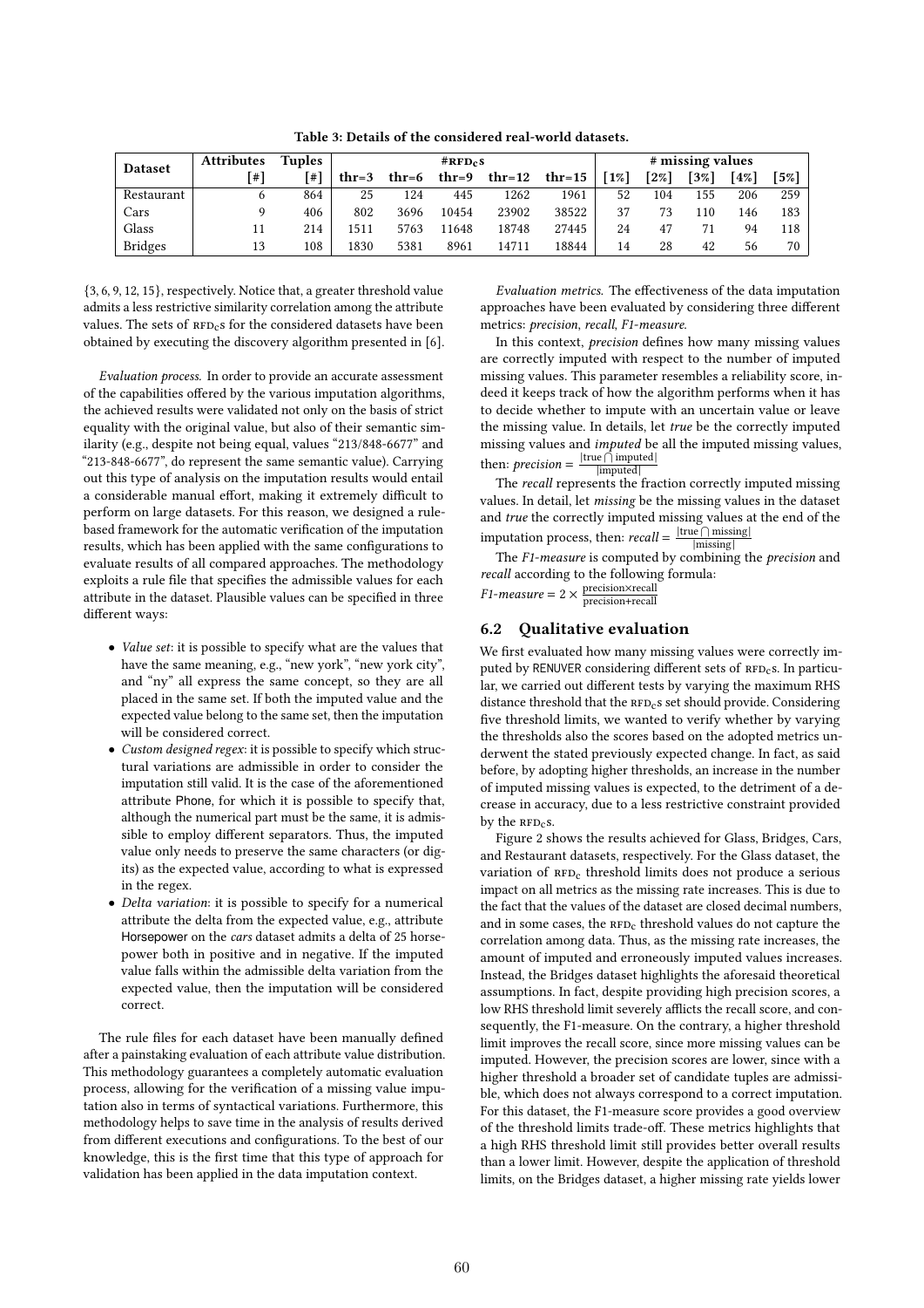Table 3: Details of the considered real-world datasets.

| Dataset | Attributes | Tuples | #$\text{RFD}_c$s | | | | | # missing values | | | | |
|---|---|---|---|---|---|---|---|---|---|---|---|---|
| | [#] | [#] | thr=3 | thr=6 | thr=9 | thr=12 | thr=15 | [1%] | [2%] | [3%] | [4%] | [5%] |
| Restaurant | 6 | 864 | 25 | 124 | 445 | 1262 | 1961 | 52 | 104 | 155 | 206 | 259 |
| Cars | 9 | 406 | 802 | 3696 | 10454 | 23902 | 38522 | 37 | 73 | 110 | 146 | 183 |
| Glass | 11 | 214 | 1511 | 5763 | 11648 | 18748 | 27445 | 24 | 47 | 71 | 94 | 118 |
| Bridges | 13 | 108 | 1830 | 5381 | 8961 | 14711 | 18844 | 14 | 28 | 42 | 56 | 70 |

{3, 6, 9, 12, 15}, respectively. Notice that, a greater threshold value admits a less restrictive similarity correlation among the attribute values. The sets of $\text{RFD}_c$s for the considered datasets have been obtained by executing the discovery algorithm presented in [6].

*Evaluation process.* In order to provide an accurate assessment of the capabilities offered by the various imputation algorithms, the achieved results were validated not only on the basis of strict equality with the original value, but also of their semantic similarity (e.g., despite not being equal, values "213/848-6677" and "213-848-6677", do represent the same semantic value). Carrying out this type of analysis on the imputation results would entail a considerable manual effort, making it extremely difficult to perform on large datasets. For this reason, we designed a rule-based framework for the automatic verification of the imputation results, which has been applied with the same configurations to evaluate results of all compared approaches. The methodology exploits a rule file that specifies the admissible values for each attribute in the dataset. Plausible values can be specified in three different ways:

- *Value set*: it is possible to specify what are the values that have the same meaning, e.g., "new york", "new york city", and "ny" all express the same concept, so they are all placed in the same set. If both the imputed value and the expected value belong to the same set, then the imputation will be considered correct.
- *Custom designed regex*: it is possible to specify which structural variations are admissible in order to consider the imputation still valid. It is the case of the aforementioned attribute Phone, for which it is possible to specify that, although the numerical part must be the same, it is admissible to employ different separators. Thus, the imputed value only needs to preserve the same characters (or digits) as the expected value, according to what is expressed in the regex.
- *Delta variation*: it is possible to specify for a numerical attribute the delta from the expected value, e.g., attribute Horsepower on the *cars* dataset admits a delta of 25 horsepower both in positive and in negative. If the imputed value falls within the admissible delta variation from the expected value, then the imputation will be considered correct.

The rule files for each dataset have been manually defined after a painstaking evaluation of each attribute value distribution. This methodology guarantees a completely automatic evaluation process, allowing for the verification of a missing value imputation also in terms of syntactical variations. Furthermore, this methodology helps to save time in the analysis of results derived from different executions and configurations. To the best of our knowledge, this is the first time that this type of approach for validation has been applied in the data imputation context.

*Evaluation metrics.* The effectiveness of the data imputation approaches have been evaluated by considering three different metrics: *precision*, *recall*, *F1-measure*.

In this context, *precision* defines how many missing values are correctly imputed with respect to the number of imputed missing values. This parameter resembles a reliability score, indeed it keeps track of how the algorithm performs when it has to decide whether to impute with an uncertain value or leave the missing value. In details, let *true* be the correctly imputed missing values and *imputed* be all the imputed missing values, then: *precision* = $\frac{|\text{true} \cap \text{imputed}|}{|\text{imputed}|}$

The *recall* represents the fraction correctly imputed missing values. In detail, let *missing* be the missing values in the dataset and *true* the correctly imputed missing values at the end of the imputation process, then: *recall* = $\frac{|\text{true} \cap \text{missing}|}{|\text{missing}|}$

The *F1-measure* is computed by combining the *precision* and *recall* according to the following formula:
*F1-measure* = $2 \times \frac{\text{precision} \times \text{recall}}{\text{precision} + \text{recall}}$

## 6.2 Qualitative evaluation

We first evaluated how many missing values were correctly imputed by RENUVER considering different sets of $\text{RFD}_c$s. In particular, we carried out different tests by varying the maximum RHS distance threshold that the $\text{RFD}_c$s set should provide. Considering five threshold limits, we wanted to verify whether by varying the thresholds also the scores based on the adopted metrics underwent the stated previously expected change. In fact, as said before, by adopting higher thresholds, an increase in the number of imputed missing values is expected, to the detriment of a decrease in accuracy, due to a less restrictive constraint provided by the $\text{RFD}_c$s.

Figure 2 shows the results achieved for Glass, Bridges, Cars, and Restaurant datasets, respectively. For the Glass dataset, the variation of $\text{RFD}_c$ threshold limits does not produce a serious impact on all metrics as the missing rate increases. This is due to the fact that the values of the dataset are closed decimal numbers, and in some cases, the $\text{RFD}_c$ threshold values do not capture the correlation among data. Thus, as the missing rate increases, the amount of imputed and erroneously imputed values increases. Instead, the Bridges dataset highlights the aforesaid theoretical assumptions. In fact, despite providing high precision scores, a low RHS threshold limit severely afflicts the recall score, and consequently, the F1-measure. On the contrary, a higher threshold limit improves the recall score, since more missing values can be imputed. However, the precision scores are lower, since with a higher threshold a broader set of candidate tuples are admissible, which does not always correspond to a correct imputation. For this dataset, the F1-measure score provides a good overview of the threshold limits trade-off. These metrics highlights that a high RHS threshold limit still provides better overall results than a lower limit. However, despite the application of threshold limits, on the Bridges dataset, a higher missing rate yields lower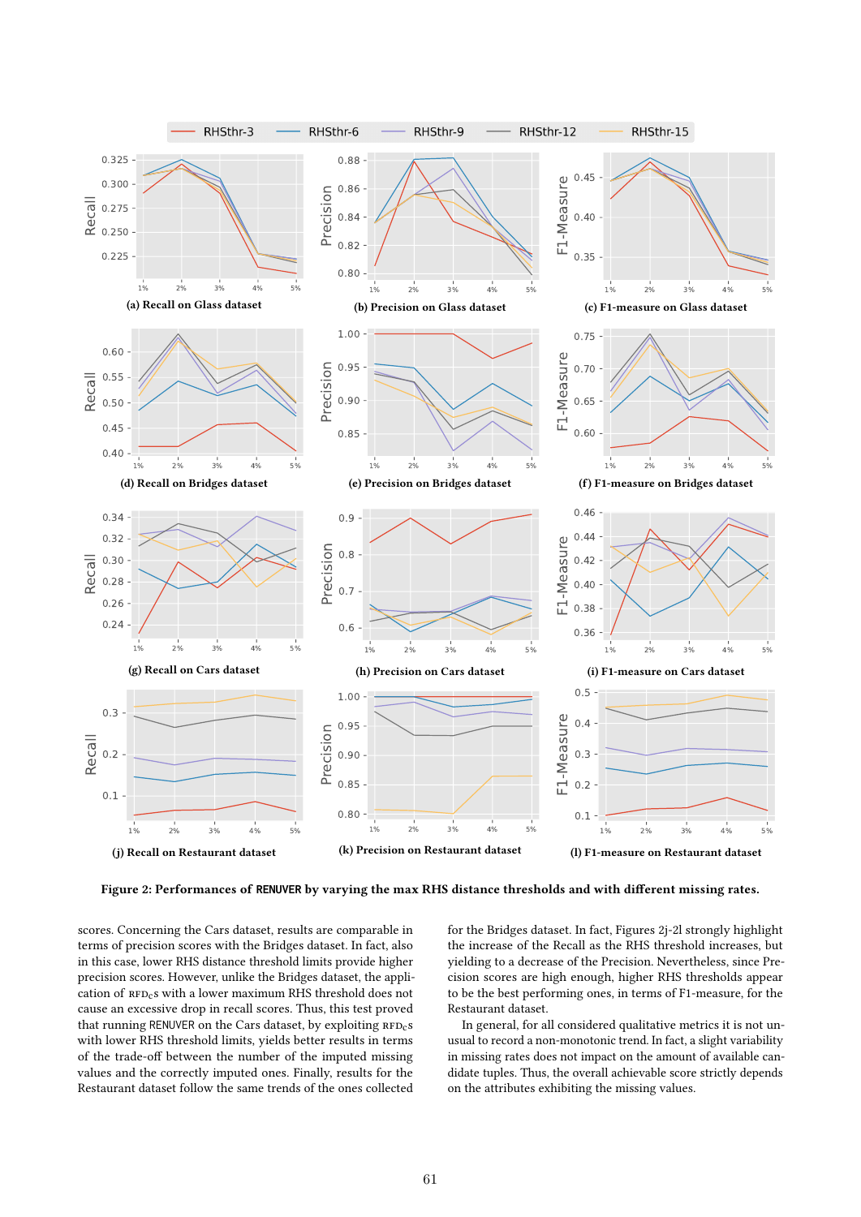RHSthr-3 RHSthr-6 RHSthr-9 RHSthr-12 RHSthr-15

(a) Recall on Glass dataset

(b) Precision on Glass dataset

(c) F1-measure on Glass dataset

(d) Recall on Bridges dataset

(e) Precision on Bridges dataset

(f) F1-measure on Bridges dataset

(g) Recall on Cars dataset

(h) Precision on Cars dataset

(i) F1-measure on Cars dataset

(j) Recall on Restaurant dataset

(k) Precision on Restaurant dataset

(l) F1-measure on Restaurant dataset

**Figure 2: Performances of RENUVER by varying the max RHS distance thresholds and with different missing rates.**

scores. Concerning the Cars dataset, results are comparable in terms of precision scores with the Bridges dataset. In fact, also in this case, lower RHS distance threshold limits provide higher precision scores. However, unlike the Bridges dataset, the application of RFD$_c$s with a lower maximum RHS threshold does not cause an excessive drop in recall scores. Thus, this test proved that running RENUVER on the Cars dataset, by exploiting RFD$_c$s with lower RHS threshold limits, yields better results in terms of the trade-off between the number of the imputed missing values and the correctly imputed ones. Finally, results for the Restaurant dataset follow the same trends of the ones collected for the Bridges dataset. In fact, Figures 2j-2l strongly highlight the increase of the Recall as the RHS threshold increases, but yielding to a decrease of the Precision. Nevertheless, since Precision scores are high enough, higher RHS thresholds appear to be the best performing ones, in terms of F1-measure, for the Restaurant dataset.

In general, for all considered qualitative metrics it is not unusual to record a non-monotonic trend. In fact, a slight variability in missing rates does not impact on the amount of available candidate tuples. Thus, the overall achievable score strictly depends on the attributes exhibiting the missing values.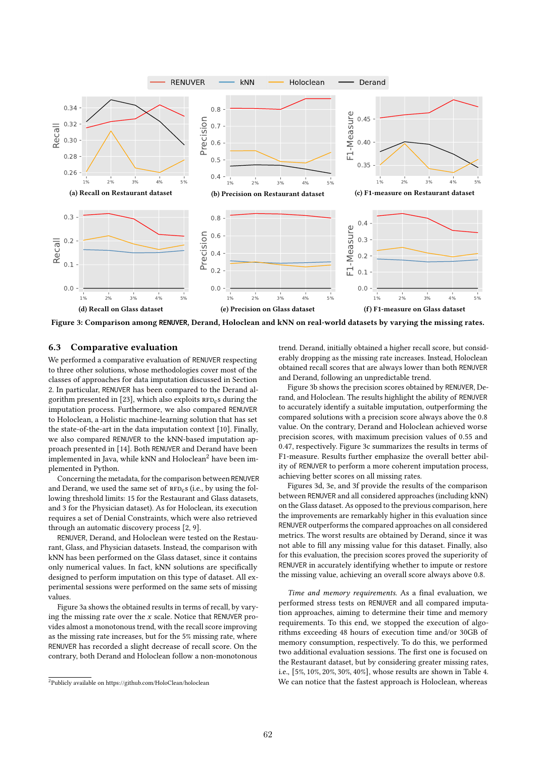Figure 3: Comparison among RENUVER, Derand, Holoclean and kNN on real-world datasets by varying the missing rates.

(a) Recall on Restaurant dataset

(b) Precision on Restaurant dataset

(c) F1-measure on Restaurant dataset

(d) Recall on Glass dataset

(e) Precision on Glass dataset

(f) F1-measure on Glass dataset

## 6.3 Comparative evaluation

We performed a comparative evaluation of RENUVER respecting to three other solutions, whose methodologies cover most of the classes of approaches for data imputation discussed in Section 2. In particular, RENUVER has been compared to the Derand algorithm presented in [23], which also exploits $\text{RFD}_c$s during the imputation process. Furthermore, we also compared RENUVER to Holoclean, a Holistic machine-learning solution that has set the state-of-the-art in the data imputation context [10]. Finally, we also compared RENUVER to the kNN-based imputation approach presented in [14]. Both RENUVER and Derand have been implemented in Java, while kNN and Holoclean[2] have been implemented in Python.

Concerning the metadata, for the comparison between RENUVER and Derand, we used the same set of $\text{RFD}_c$s (i.e., by using the following threshold limits: 15 for the Restaurant and Glass datasets, and 3 for the Physician dataset). As for Holoclean, its execution requires a set of Denial Constraints, which were also retrieved through an automatic discovery process [2, 9].

RENUVER, Derand, and Holoclean were tested on the Restaurant, Glass, and Physician datasets. Instead, the comparison with kNN has been performed on the Glass dataset, since it contains only numerical values. In fact, kNN solutions are specifically designed to perform imputation on this type of dataset. All experimental sessions were performed on the same sets of missing values.

Figure 3a shows the obtained results in terms of recall, by varying the missing rate over the $x$ scale. Notice that RENUVER provides almost a monotonous trend, with the recall score improving as the missing rate increases, but for the 5% missing rate, where RENUVER has recorded a slight decrease of recall score. On the contrary, both Derand and Holoclean follow a non-monotonous trend. Derand, initially obtained a higher recall score, but considerably dropping as the missing rate increases. Instead, Holoclean obtained recall scores that are always lower than both RENUVER and Derand, following an unpredictable trend.

Figure 3b shows the precision scores obtained by RENUVER, Derand, and Holoclean. The results highlight the ability of RENUVER to accurately identify a suitable imputation, outperforming the compared solutions with a precision score always above the 0.8 value. On the contrary, Derand and Holoclean achieved worse precision scores, with maximum precision values of 0.55 and 0.47, respectively. Figure 3c summarizes the results in terms of F1-measure. Results further emphasize the overall better ability of RENUVER to perform a more coherent imputation process, achieving better scores on all missing rates.

Figures 3d, 3e, and 3f provide the results of the comparison between RENUVER and all considered approaches (including kNN) on the Glass dataset. As opposed to the previous comparison, here the improvements are remarkably higher in this evaluation since RENUVER outperforms the compared approaches on all considered metrics. The worst results are obtained by Derand, since it was not able to fill any missing value for this dataset. Finally, also for this evaluation, the precision scores proved the superiority of RENUVER in accurately identifying whether to impute or restore the missing value, achieving an overall score always above 0.8.

*Time and memory requirements.* As a final evaluation, we performed stress tests on RENUVER and all compared imputation approaches, aiming to determine their time and memory requirements. To this end, we stopped the execution of algorithms exceeding 48 hours of execution time and/or 30GB of memory consumption, respectively. To do this, we performed two additional evaluation sessions. The first one is focused on the Restaurant dataset, but by considering greater missing rates, i.e., [5%, 10%, 20%, 30%, 40%], whose results are shown in Table 4. We can notice that the fastest approach is Holoclean, whereas

[2] Publicly available on https://github.com/HoloClean/holoclean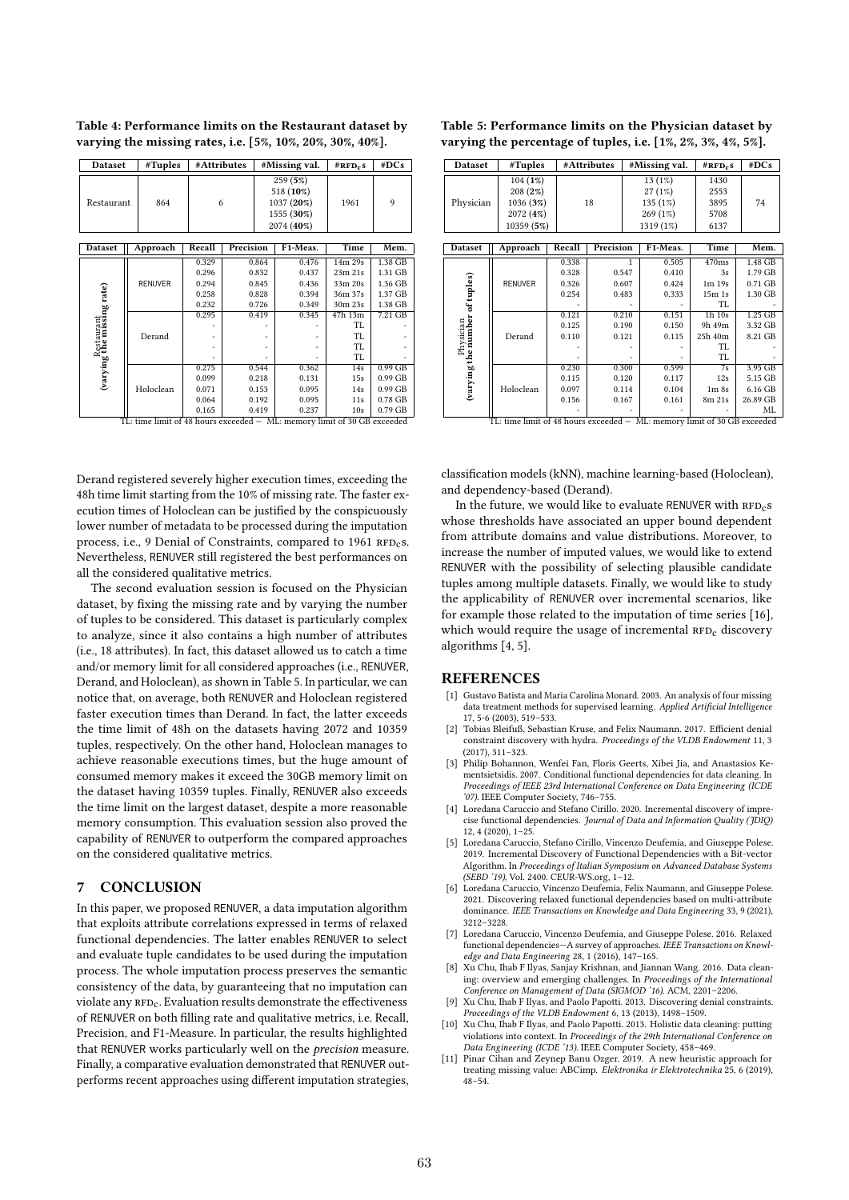**Table 4: Performance limits on the Restaurant dataset by varying the missing rates, i.e. [5%, 10%, 20%, 30%, 40%].**

| Dataset | #Tuples | #Attributes | #Missing val. | $\#\text{RFD}_c\text{s}$ | #DCs |
|---|---|---|---|---|---|
| Restaurant | 864 | 6 | 259 (**5%**)<br>518 (**10%**)<br>1037 (**20%**)<br>1555 (**30%**)<br>2074 (**40%**) | 1961 | 9 |

| Dataset | Approach | Recall | Precision | F1-Meas. | Time | Mem. |
|---|---|---|---|---|---|---|
| Restaurant (varying the missing rate) | RENUVER | 0.329 | 0.864 | 0.476 | 14m 29s | 1.38 GB |
| | | 0.296 | 0.832 | 0.437 | 23m 21s | 1.31 GB |
| | | 0.294 | 0.845 | 0.436 | 33m 20s | 1.36 GB |
| | | 0.258 | 0.828 | 0.394 | 36m 37s | 1.37 GB |
| | | 0.232 | 0.726 | 0.349 | 30m 23s | 1.38 GB |
| | Derand | 0.295 | 0.419 | 0.345 | 47h 13m | 7.21 GB |
| | | - | - | - | TL | - |
| | | - | - | - | TL | - |
| | | - | - | - | TL | - |
| | | - | - | - | TL | - |
| | Holoclean | 0.275 | 0.544 | 0.362 | 14s | 0.99 GB |
| | | 0.099 | 0.218 | 0.131 | 15s | 0.99 GB |
| | | 0.071 | 0.153 | 0.095 | 14s | 0.99 GB |
| | | 0.064 | 0.192 | 0.095 | 11s | 0.78 GB |
| | | 0.165 | 0.419 | 0.237 | 10s | 0.79 GB |

TL: time limit of 48 hours exceeded – ML: memory limit of 30 GB exceeded

**Table 5: Performance limits on the Physician dataset by varying the percentage of tuples, i.e. [1%, 2%, 3%, 4%, 5%].**

| Dataset | #Tuples | #Attributes | #Missing val. | $\#\text{RFD}_c\text{s}$ | #DCs |
|---|---|---|---|---|---|
| Physician | 104 (**1%**)<br>208 (**2%**)<br>1036 (**3%**)<br>2072 (**4%**)<br>10359 (**5%**) | 18 | 13 (1%)<br>27 (1%)<br>135 (1%)<br>269 (1%)<br>1319 (1%) | 1430<br>2553<br>3895<br>5708<br>6137 | 74 |

| Dataset | Approach | Recall | Precision | F1-Meas. | Time | Mem. |
|---|---|---|---|---|---|---|
| Physician (varying the number of tuples) | RENUVER | 0.338 | 1 | 0.505 | 470ms | 1.48 GB |
| | | 0.328 | 0.547 | 0.410 | 3s | 1.79 GB |
| | | 0.326 | 0.607 | 0.424 | 1m 19s | 0.71 GB |
| | | 0.254 | 0.483 | 0.333 | 15m 1s | 1.30 GB |
| | | - | - | - | TL | - |
| | Derand | 0.121 | 0.210 | 0.151 | 1h 10s | 1.25 GB |
| | | 0.125 | 0.190 | 0.150 | 9h 49m | 3.32 GB |
| | | 0.110 | 0.121 | 0.115 | 25h 40m | 8.21 GB |
| | | - | - | - | TL | - |
| | | - | - | - | TL | - |
| | Holoclean | 0.230 | 0.300 | 0.599 | 7s | 3.95 GB |
| | | 0.115 | 0.120 | 0.117 | 12s | 5.15 GB |
| | | 0.097 | 0.114 | 0.104 | 1m 8s | 6.16 GB |
| | | 0.156 | 0.167 | 0.161 | 8m 21s | 26.89 GB |
| | | - | - | - | - | ML |

TL: time limit of 48 hours exceeded – ML: memory limit of 30 GB exceeded

Derand registered severely higher execution times, exceeding the 48h time limit starting from the 10% of missing rate. The faster execution times of Holoclean can be justified by the conspicuously lower number of metadata to be processed during the imputation process, i.e., 9 Denial of Constraints, compared to 1961 $\text{RFD}_c$s. Nevertheless, RENUVER still registered the best performances on all the considered qualitative metrics.

The second evaluation session is focused on the Physician dataset, by fixing the missing rate and by varying the number of tuples to be considered. This dataset is particularly complex to analyze, since it also contains a high number of attributes (i.e., 18 attributes). In fact, this dataset allowed us to catch a time and/or memory limit for all considered approaches (i.e., RENUVER, Derand, and Holoclean), as shown in Table 5. In particular, we can notice that, on average, both RENUVER and Holoclean registered faster execution times than Derand. In fact, the latter exceeds the time limit of 48h on the datasets having 2072 and 10359 tuples, respectively. On the other hand, Holoclean manages to achieve reasonable executions times, but the huge amount of consumed memory makes it exceed the 30GB memory limit on the dataset having 10359 tuples. Finally, RENUVER also exceeds the time limit on the largest dataset, despite a more reasonable memory consumption. This evaluation session also proved the capability of RENUVER to outperform the compared approaches on the considered qualitative metrics.

## 7 CONCLUSION

In this paper, we proposed RENUVER, a data imputation algorithm that exploits attribute correlations expressed in terms of relaxed functional dependencies. The latter enables RENUVER to select and evaluate tuple candidates to be used during the imputation process. The whole imputation process preserves the semantic consistency of the data, by guaranteeing that no imputation can violate any $\text{RFD}_c$. Evaluation results demonstrate the effectiveness of RENUVER on both filling rate and qualitative metrics, i.e. Recall, Precision, and F1-Measure. In particular, the results highlighted that RENUVER works particularly well on the *precision* measure. Finally, a comparative evaluation demonstrated that RENUVER outperforms recent approaches using different imputation strategies, classification models (kNN), machine learning-based (Holoclean), and dependency-based (Derand).

In the future, we would like to evaluate RENUVER with $\text{RFD}_c$s whose thresholds have associated an upper bound dependent from attribute domains and value distributions. Moreover, to increase the number of imputed values, we would like to extend RENUVER with the possibility of selecting plausible candidate tuples among multiple datasets. Finally, we would like to study the applicability of RENUVER over incremental scenarios, like for example those related to the imputation of time series [16], which would require the usage of incremental $\text{RFD}_c$ discovery algorithms [4, 5].

## REFERENCES

[1] Gustavo Batista and Maria Carolina Monard. 2003. An analysis of four missing data treatment methods for supervised learning. *Applied Artificial Intelligence* 17, 5-6 (2003), 519–533.

[2] Tobias Bleifuß, Sebastian Kruse, and Felix Naumann. 2017. Efficient denial constraint discovery with hydra. *Proceedings of the VLDB Endowment* 11, 3 (2017), 311–323.

[3] Philip Bohannon, Wenfei Fan, Floris Geerts, Xibei Jia, and Anastasios Kementsietsidis. 2007. Conditional functional dependencies for data cleaning. In *Proceedings of IEEE 23rd International Conference on Data Engineering (ICDE '07)*. IEEE Computer Society, 746–755.

[4] Loredana Caruccio and Stefano Cirillo. 2020. Incremental discovery of imprecise functional dependencies. *Journal of Data and Information Quality (JDIQ)* 12, 4 (2020), 1–25.

[5] Loredana Caruccio, Stefano Cirillo, Vincenzo Deufemia, and Giuseppe Polese. 2019. Incremental Discovery of Functional Dependencies with a Bit-vector Algorithm. In *Proceedings of Italian Symposium on Advanced Database Systems (SEBD '19)*, Vol. 2400. CEUR-WS.org, 1–12.

[6] Loredana Caruccio, Vincenzo Deufemia, Felix Naumann, and Giuseppe Polese. 2021. Discovering relaxed functional dependencies based on multi-attribute dominance. *IEEE Transactions on Knowledge and Data Engineering* 33, 9 (2021), 3212–3228.

[7] Loredana Caruccio, Vincenzo Deufemia, and Giuseppe Polese. 2016. Relaxed functional dependencies—A survey of approaches. *IEEE Transactions on Knowledge and Data Engineering* 28, 1 (2016), 147–165.

[8] Xu Chu, Ihab F Ilyas, Sanjay Krishnan, and Jiannan Wang. 2016. Data cleaning: overview and emerging challenges. In *Proceedings of the International Conference on Management of Data (SIGMOD '16)*. ACM, 2201–2206.

[9] Xu Chu, Ihab F Ilyas, and Paolo Papotti. 2013. Discovering denial constraints. *Proceedings of the VLDB Endowment* 6, 13 (2013), 1498–1509.

[10] Xu Chu, Ihab F Ilyas, and Paolo Papotti. 2013. Holistic data cleaning: putting violations into context. In *Proceedings of the 29th International Conference on Data Engineering (ICDE '13)*. IEEE Computer Society, 458–469.

[11] Pinar Cihan and Zeynep Banu Ozger. 2019. A new heuristic approach for treating missing value: ABCimp. *Elektronika ir Elektrotechnika* 25, 6 (2019), 48–54.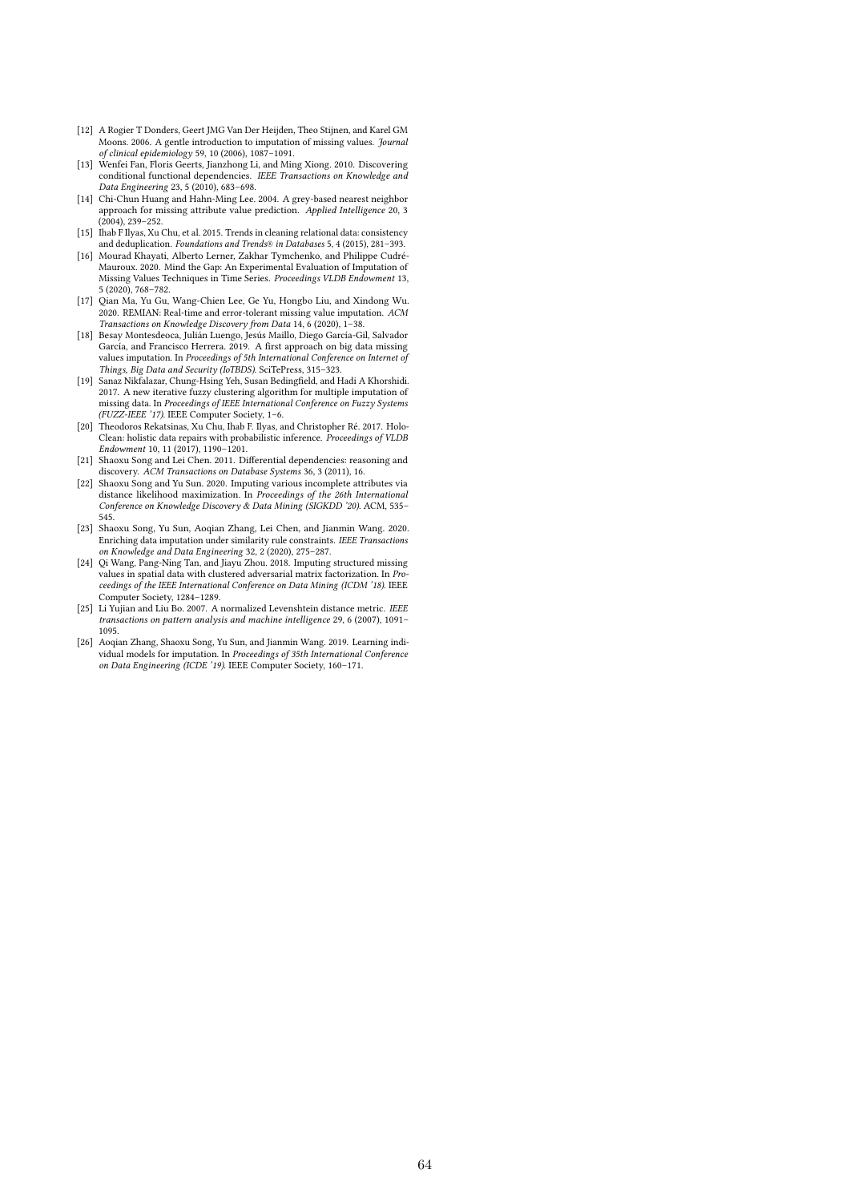[12] A Rogier T Donders, Geert JMG Van Der Heijden, Theo Stijnen, and Karel GM Moons. 2006. A gentle introduction to imputation of missing values. *Journal of clinical epidemiology* 59, 10 (2006), 1087–1091.

[13] Wenfei Fan, Floris Geerts, Jianzhong Li, and Ming Xiong. 2010. Discovering conditional functional dependencies. *IEEE Transactions on Knowledge and Data Engineering* 23, 5 (2010), 683–698.

[14] Chi-Chun Huang and Hahn-Ming Lee. 2004. A grey-based nearest neighbor approach for missing attribute value prediction. *Applied Intelligence* 20, 3 (2004), 239–252.

[15] Ihab F Ilyas, Xu Chu, et al. 2015. Trends in cleaning relational data: consistency and deduplication. *Foundations and Trends® in Databases* 5, 4 (2015), 281–393.

[16] Mourad Khayati, Alberto Lerner, Zakhar Tymchenko, and Philippe Cudré-Mauroux. 2020. Mind the Gap: An Experimental Evaluation of Imputation of Missing Values Techniques in Time Series. *Proceedings VLDB Endowment* 13, 5 (2020), 768–782.

[17] Qian Ma, Yu Gu, Wang-Chien Lee, Ge Yu, Hongbo Liu, and Xindong Wu. 2020. REMIAN: Real-time and error-tolerant missing value imputation. *ACM Transactions on Knowledge Discovery from Data* 14, 6 (2020), 1–38.

[18] Besay Montesdeoca, Julián Luengo, Jesús Maillo, Diego García-Gil, Salvador García, and Francisco Herrera. 2019. A first approach on big data missing values imputation. In *Proceedings of 5th International Conference on Internet of Things, Big Data and Security (IoTBDS)*. SciTePress, 315–323.

[19] Sanaz Nikfalazar, Chung-Hsing Yeh, Susan Bedingfield, and Hadi A Khorshidi. 2017. A new iterative fuzzy clustering algorithm for multiple imputation of missing data. In *Proceedings of IEEE International Conference on Fuzzy Systems (FUZZ-IEEE '17)*. IEEE Computer Society, 1–6.

[20] Theodoros Rekatsinas, Xu Chu, Ihab F. Ilyas, and Christopher Ré. 2017. HoloClean: holistic data repairs with probabilistic inference. *Proceedings of VLDB Endowment* 10, 11 (2017), 1190–1201.

[21] Shaoxu Song and Lei Chen. 2011. Differential dependencies: reasoning and discovery. *ACM Transactions on Database Systems* 36, 3 (2011), 16.

[22] Shaoxu Song and Yu Sun. 2020. Imputing various incomplete attributes via distance likelihood maximization. In *Proceedings of the 26th International Conference on Knowledge Discovery & Data Mining (SIGKDD '20)*. ACM, 535–545.

[23] Shaoxu Song, Yu Sun, Aoqian Zhang, Lei Chen, and Jianmin Wang. 2020. Enriching data imputation under similarity rule constraints. *IEEE Transactions on Knowledge and Data Engineering* 32, 2 (2020), 275–287.

[24] Qi Wang, Pang-Ning Tan, and Jiayu Zhou. 2018. Imputing structured missing values in spatial data with clustered adversarial matrix factorization. In *Proceedings of the IEEE International Conference on Data Mining (ICDM '18)*. IEEE Computer Society, 1284–1289.

[25] Li Yujian and Liu Bo. 2007. A normalized Levenshtein distance metric. *IEEE transactions on pattern analysis and machine intelligence* 29, 6 (2007), 1091–1095.

[26] Aoqian Zhang, Shaoxu Song, Yu Sun, and Jianmin Wang. 2019. Learning individual models for imputation. In *Proceedings of 35th International Conference on Data Engineering (ICDE '19)*. IEEE Computer Society, 160–171.